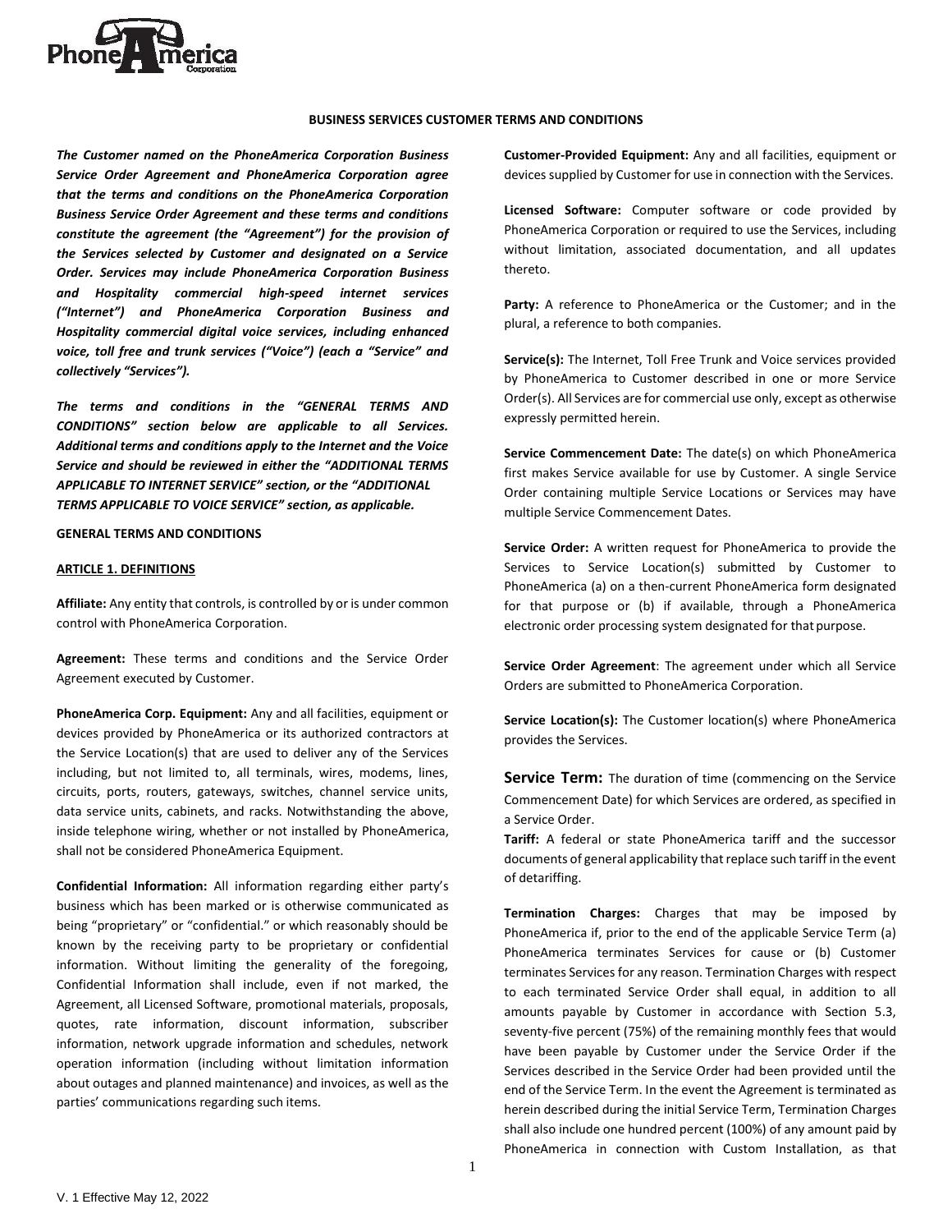# BUSINESS SERVICES CUSTOMER TERMS AND CONDITIONS

***The Customer named on the PhoneAmerica Corporation Business Service Order Agreement and PhoneAmerica Corporation agree that the terms and conditions on the PhoneAmerica Corporation Business Service Order Agreement and these terms and conditions constitute the agreement (the "Agreement") for the provision of the Services selected by Customer and designated on a Service Order. Services may include PhoneAmerica Corporation Business and Hospitality commercial high-speed internet services ("Internet") and PhoneAmerica Corporation Business and Hospitality commercial digital voice services, including enhanced voice, toll free and trunk services ("Voice") (each a "Service" and collectively "Services").***

***The terms and conditions in the "GENERAL TERMS AND CONDITIONS" section below are applicable to all Services. Additional terms and conditions apply to the Internet and the Voice Service and should be reviewed in either the "ADDITIONAL TERMS APPLICABLE TO INTERNET SERVICE" section, or the "ADDITIONAL TERMS APPLICABLE TO VOICE SERVICE" section, as applicable.***

## GENERAL TERMS AND CONDITIONS

### ARTICLE 1. DEFINITIONS

**Affiliate:** Any entity that controls, is controlled by or is under common control with PhoneAmerica Corporation.

**Agreement:** These terms and conditions and the Service Order Agreement executed by Customer.

**PhoneAmerica Corp. Equipment:** Any and all facilities, equipment or devices provided by PhoneAmerica or its authorized contractors at the Service Location(s) that are used to deliver any of the Services including, but not limited to, all terminals, wires, modems, lines, circuits, ports, routers, gateways, switches, channel service units, data service units, cabinets, and racks. Notwithstanding the above, inside telephone wiring, whether or not installed by PhoneAmerica, shall not be considered PhoneAmerica Equipment.

**Confidential Information:** All information regarding either party's business which has been marked or is otherwise communicated as being "proprietary" or "confidential." or which reasonably should be known by the receiving party to be proprietary or confidential information. Without limiting the generality of the foregoing, Confidential Information shall include, even if not marked, the Agreement, all Licensed Software, promotional materials, proposals, quotes, rate information, discount information, subscriber information, network upgrade information and schedules, network operation information (including without limitation information about outages and planned maintenance) and invoices, as well as the parties' communications regarding such items.

**Customer-Provided Equipment:** Any and all facilities, equipment or devices supplied by Customer for use in connection with the Services.

**Licensed Software:** Computer software or code provided by PhoneAmerica Corporation or required to use the Services, including without limitation, associated documentation, and all updates thereto.

**Party:** A reference to PhoneAmerica or the Customer; and in the plural, a reference to both companies.

**Service(s):** The Internet, Toll Free Trunk and Voice services provided by PhoneAmerica to Customer described in one or more Service Order(s). All Services are for commercial use only, except as otherwise expressly permitted herein.

**Service Commencement Date:** The date(s) on which PhoneAmerica first makes Service available for use by Customer. A single Service Order containing multiple Service Locations or Services may have multiple Service Commencement Dates.

**Service Order:** A written request for PhoneAmerica to provide the Services to Service Location(s) submitted by Customer to PhoneAmerica (a) on a then-current PhoneAmerica form designated for that purpose or (b) if available, through a PhoneAmerica electronic order processing system designated for that purpose.

**Service Order Agreement**: The agreement under which all Service Orders are submitted to PhoneAmerica Corporation.

**Service Location(s):** The Customer location(s) where PhoneAmerica provides the Services.

**Service Term:** The duration of time (commencing on the Service Commencement Date) for which Services are ordered, as specified in a Service Order.

**Tariff:** A federal or state PhoneAmerica tariff and the successor documents of general applicability that replace such tariff in the event of detariffing.

**Termination Charges:** Charges that may be imposed by PhoneAmerica if, prior to the end of the applicable Service Term (a) PhoneAmerica terminates Services for cause or (b) Customer terminates Services for any reason. Termination Charges with respect to each terminated Service Order shall equal, in addition to all amounts payable by Customer in accordance with Section 5.3, seventy-five percent (75%) of the remaining monthly fees that would have been payable by Customer under the Service Order if the Services described in the Service Order had been provided until the end of the Service Term. In the event the Agreement is terminated as herein described during the initial Service Term, Termination Charges shall also include one hundred percent (100%) of any amount paid by PhoneAmerica in connection with Custom Installation, as that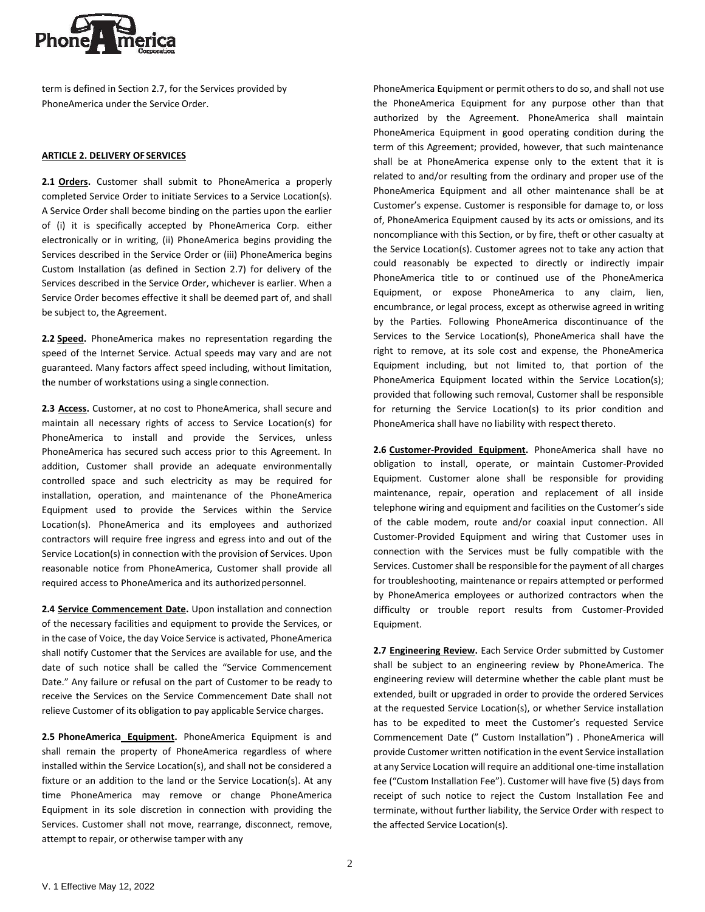term is defined in Section 2.7, for the Services provided by PhoneAmerica under the Service Order.

**ARTICLE 2. DELIVERY OF SERVICES**

**2.1 Orders.** Customer shall submit to PhoneAmerica a properly completed Service Order to initiate Services to a Service Location(s). A Service Order shall become binding on the parties upon the earlier of (i) it is specifically accepted by PhoneAmerica Corp. either electronically or in writing, (ii) PhoneAmerica begins providing the Services described in the Service Order or (iii) PhoneAmerica begins Custom Installation (as defined in Section 2.7) for delivery of the Services described in the Service Order, whichever is earlier. When a Service Order becomes effective it shall be deemed part of, and shall be subject to, the Agreement.

**2.2 Speed.** PhoneAmerica makes no representation regarding the speed of the Internet Service. Actual speeds may vary and are not guaranteed. Many factors affect speed including, without limitation, the number of workstations using a single connection.

**2.3 Access.** Customer, at no cost to PhoneAmerica, shall secure and maintain all necessary rights of access to Service Location(s) for PhoneAmerica to install and provide the Services, unless PhoneAmerica has secured such access prior to this Agreement. In addition, Customer shall provide an adequate environmentally controlled space and such electricity as may be required for installation, operation, and maintenance of the PhoneAmerica Equipment used to provide the Services within the Service Location(s). PhoneAmerica and its employees and authorized contractors will require free ingress and egress into and out of the Service Location(s) in connection with the provision of Services. Upon reasonable notice from PhoneAmerica, Customer shall provide all required access to PhoneAmerica and its authorized personnel.

**2.4 Service Commencement Date.** Upon installation and connection of the necessary facilities and equipment to provide the Services, or in the case of Voice, the day Voice Service is activated, PhoneAmerica shall notify Customer that the Services are available for use, and the date of such notice shall be called the "Service Commencement Date." Any failure or refusal on the part of Customer to be ready to receive the Services on the Service Commencement Date shall not relieve Customer of its obligation to pay applicable Service charges.

**2.5 PhoneAmerica Equipment.** PhoneAmerica Equipment is and shall remain the property of PhoneAmerica regardless of where installed within the Service Location(s), and shall not be considered a fixture or an addition to the land or the Service Location(s). At any time PhoneAmerica may remove or change PhoneAmerica Equipment in its sole discretion in connection with providing the Services. Customer shall not move, rearrange, disconnect, remove, attempt to repair, or otherwise tamper with any PhoneAmerica Equipment or permit others to do so, and shall not use the PhoneAmerica Equipment for any purpose other than that authorized by the Agreement. PhoneAmerica shall maintain PhoneAmerica Equipment in good operating condition during the term of this Agreement; provided, however, that such maintenance shall be at PhoneAmerica expense only to the extent that it is related to and/or resulting from the ordinary and proper use of the PhoneAmerica Equipment and all other maintenance shall be at Customer's expense. Customer is responsible for damage to, or loss of, PhoneAmerica Equipment caused by its acts or omissions, and its noncompliance with this Section, or by fire, theft or other casualty at the Service Location(s). Customer agrees not to take any action that could reasonably be expected to directly or indirectly impair PhoneAmerica title to or continued use of the PhoneAmerica Equipment, or expose PhoneAmerica to any claim, lien, encumbrance, or legal process, except as otherwise agreed in writing by the Parties. Following PhoneAmerica discontinuance of the Services to the Service Location(s), PhoneAmerica shall have the right to remove, at its sole cost and expense, the PhoneAmerica Equipment including, but not limited to, that portion of the PhoneAmerica Equipment located within the Service Location(s); provided that following such removal, Customer shall be responsible for returning the Service Location(s) to its prior condition and PhoneAmerica shall have no liability with respect thereto.

**2.6 Customer-Provided Equipment.** PhoneAmerica shall have no obligation to install, operate, or maintain Customer-Provided Equipment. Customer alone shall be responsible for providing maintenance, repair, operation and replacement of all inside telephone wiring and equipment and facilities on the Customer's side of the cable modem, route and/or coaxial input connection. All Customer-Provided Equipment and wiring that Customer uses in connection with the Services must be fully compatible with the Services. Customer shall be responsible for the payment of all charges for troubleshooting, maintenance or repairs attempted or performed by PhoneAmerica employees or authorized contractors when the difficulty or trouble report results from Customer-Provided Equipment.

**2.7 Engineering Review.** Each Service Order submitted by Customer shall be subject to an engineering review by PhoneAmerica. The engineering review will determine whether the cable plant must be extended, built or upgraded in order to provide the ordered Services at the requested Service Location(s), or whether Service installation has to be expedited to meet the Customer's requested Service Commencement Date (" Custom Installation") . PhoneAmerica will provide Customer written notification in the event Service installation at any Service Location will require an additional one-time installation fee ("Custom Installation Fee"). Customer will have five (5) days from receipt of such notice to reject the Custom Installation Fee and terminate, without further liability, the Service Order with respect to the affected Service Location(s).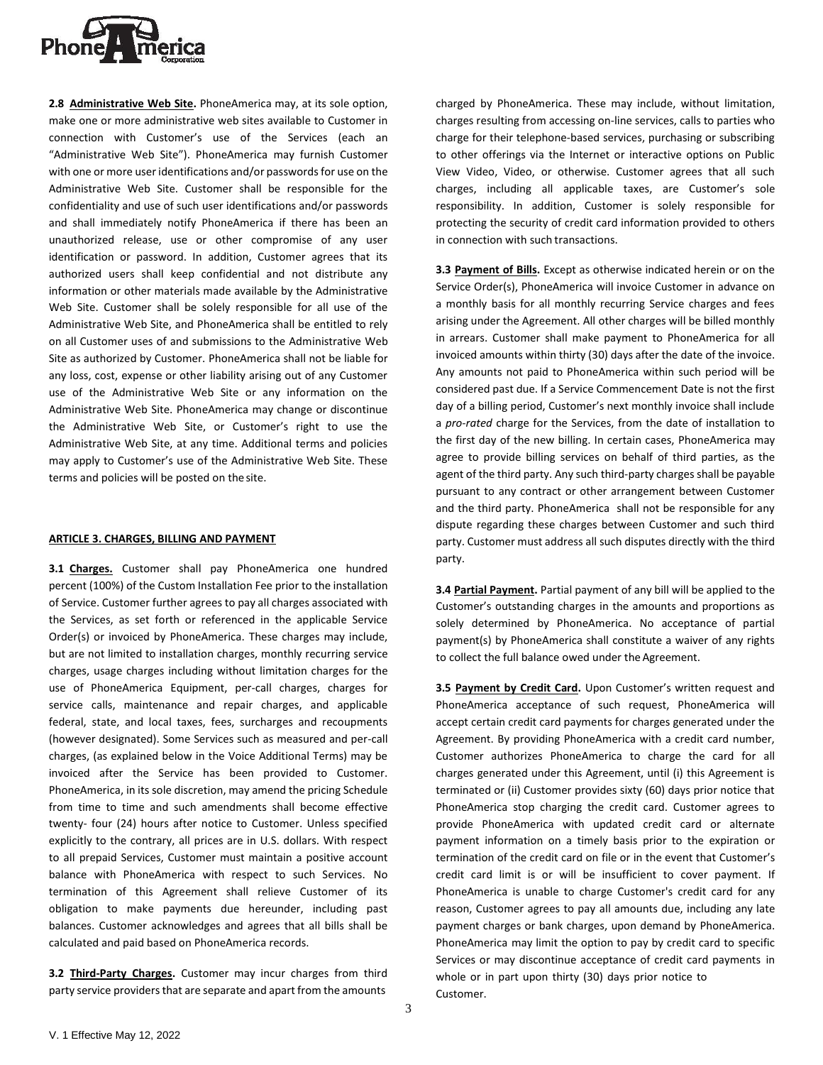**2.8 Administrative Web Site.** PhoneAmerica may, at its sole option, make one or more administrative web sites available to Customer in connection with Customer's use of the Services (each an "Administrative Web Site"). PhoneAmerica may furnish Customer with one or more user identifications and/or passwords for use on the Administrative Web Site. Customer shall be responsible for the confidentiality and use of such user identifications and/or passwords and shall immediately notify PhoneAmerica if there has been an unauthorized release, use or other compromise of any user identification or password. In addition, Customer agrees that its authorized users shall keep confidential and not distribute any information or other materials made available by the Administrative Web Site. Customer shall be solely responsible for all use of the Administrative Web Site, and PhoneAmerica shall be entitled to rely on all Customer uses of and submissions to the Administrative Web Site as authorized by Customer. PhoneAmerica shall not be liable for any loss, cost, expense or other liability arising out of any Customer use of the Administrative Web Site or any information on the Administrative Web Site. PhoneAmerica may change or discontinue the Administrative Web Site, or Customer's right to use the Administrative Web Site, at any time. Additional terms and policies may apply to Customer's use of the Administrative Web Site. These terms and policies will be posted on the site.

## ARTICLE 3. CHARGES, BILLING AND PAYMENT

**3.1 Charges.** Customer shall pay PhoneAmerica one hundred percent (100%) of the Custom Installation Fee prior to the installation of Service. Customer further agrees to pay all charges associated with the Services, as set forth or referenced in the applicable Service Order(s) or invoiced by PhoneAmerica. These charges may include, but are not limited to installation charges, monthly recurring service charges, usage charges including without limitation charges for the use of PhoneAmerica Equipment, per-call charges, charges for service calls, maintenance and repair charges, and applicable federal, state, and local taxes, fees, surcharges and recoupments (however designated). Some Services such as measured and per-call charges, (as explained below in the Voice Additional Terms) may be invoiced after the Service has been provided to Customer. PhoneAmerica, in its sole discretion, may amend the pricing Schedule from time to time and such amendments shall become effective twenty- four (24) hours after notice to Customer. Unless specified explicitly to the contrary, all prices are in U.S. dollars. With respect to all prepaid Services, Customer must maintain a positive account balance with PhoneAmerica with respect to such Services. No termination of this Agreement shall relieve Customer of its obligation to make payments due hereunder, including past balances. Customer acknowledges and agrees that all bills shall be calculated and paid based on PhoneAmerica records.

**3.2 Third-Party Charges.** Customer may incur charges from third party service providers that are separate and apart from the amounts charged by PhoneAmerica. These may include, without limitation, charges resulting from accessing on-line services, calls to parties who charge for their telephone-based services, purchasing or subscribing to other offerings via the Internet or interactive options on Public View Video, Video, or otherwise. Customer agrees that all such charges, including all applicable taxes, are Customer's sole responsibility. In addition, Customer is solely responsible for protecting the security of credit card information provided to others in connection with such transactions.

**3.3 Payment of Bills.** Except as otherwise indicated herein or on the Service Order(s), PhoneAmerica will invoice Customer in advance on a monthly basis for all monthly recurring Service charges and fees arising under the Agreement. All other charges will be billed monthly in arrears. Customer shall make payment to PhoneAmerica for all invoiced amounts within thirty (30) days after the date of the invoice. Any amounts not paid to PhoneAmerica within such period will be considered past due. If a Service Commencement Date is not the first day of a billing period, Customer's next monthly invoice shall include a *pro-rated* charge for the Services, from the date of installation to the first day of the new billing. In certain cases, PhoneAmerica may agree to provide billing services on behalf of third parties, as the agent of the third party. Any such third-party charges shall be payable pursuant to any contract or other arrangement between Customer and the third party. PhoneAmerica shall not be responsible for any dispute regarding these charges between Customer and such third party. Customer must address all such disputes directly with the third party.

**3.4 Partial Payment.** Partial payment of any bill will be applied to the Customer's outstanding charges in the amounts and proportions as solely determined by PhoneAmerica. No acceptance of partial payment(s) by PhoneAmerica shall constitute a waiver of any rights to collect the full balance owed under the Agreement.

**3.5 Payment by Credit Card.** Upon Customer's written request and PhoneAmerica acceptance of such request, PhoneAmerica will accept certain credit card payments for charges generated under the Agreement. By providing PhoneAmerica with a credit card number, Customer authorizes PhoneAmerica to charge the card for all charges generated under this Agreement, until (i) this Agreement is terminated or (ii) Customer provides sixty (60) days prior notice that PhoneAmerica stop charging the credit card. Customer agrees to provide PhoneAmerica with updated credit card or alternate payment information on a timely basis prior to the expiration or termination of the credit card on file or in the event that Customer's credit card limit is or will be insufficient to cover payment. If PhoneAmerica is unable to charge Customer's credit card for any reason, Customer agrees to pay all amounts due, including any late payment charges or bank charges, upon demand by PhoneAmerica. PhoneAmerica may limit the option to pay by credit card to specific Services or may discontinue acceptance of credit card payments in whole or in part upon thirty (30) days prior notice to Customer.

V. 1 Effective May 12, 2022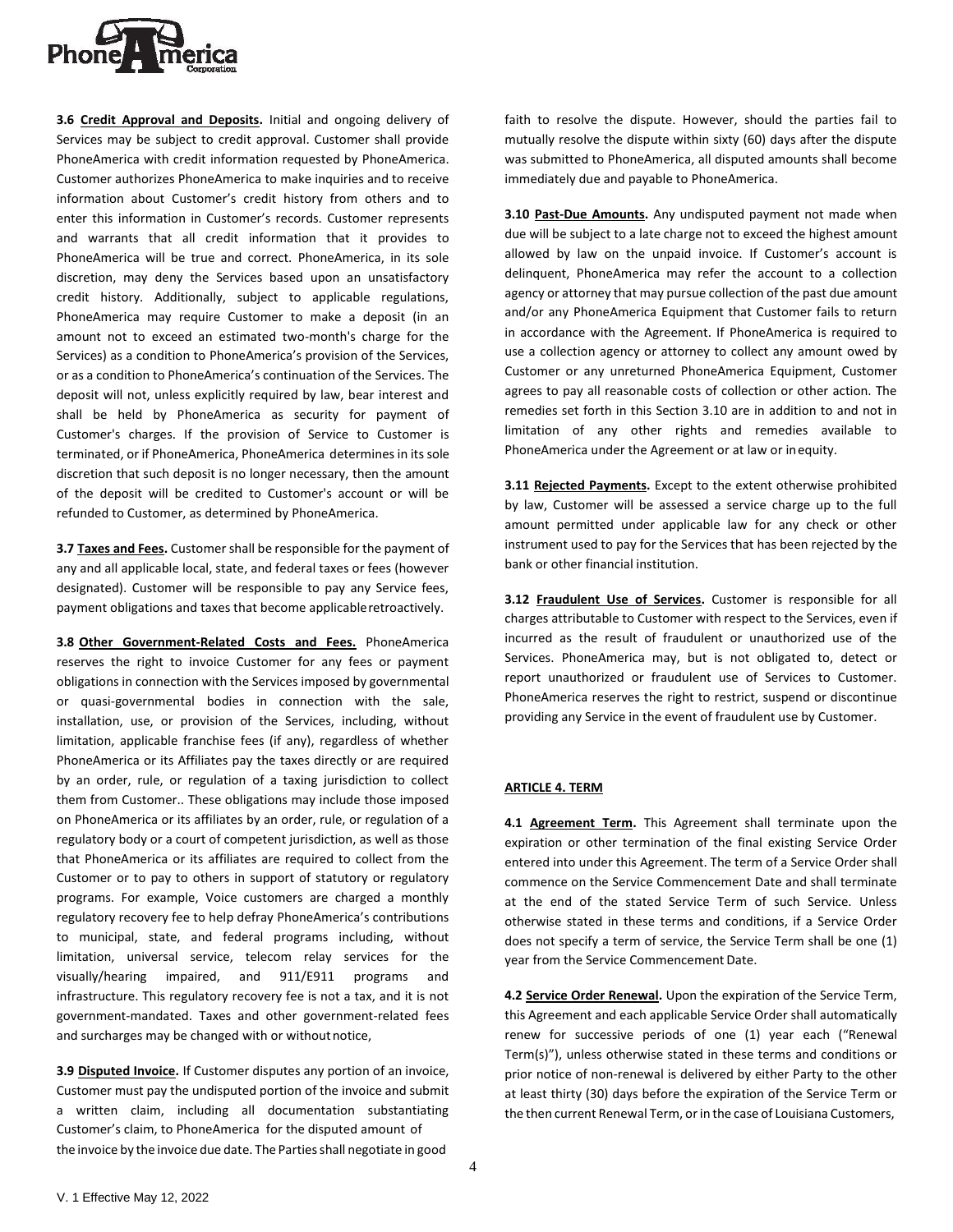**3.6 Credit Approval and Deposits.** Initial and ongoing delivery of Services may be subject to credit approval. Customer shall provide PhoneAmerica with credit information requested by PhoneAmerica. Customer authorizes PhoneAmerica to make inquiries and to receive information about Customer's credit history from others and to enter this information in Customer's records. Customer represents and warrants that all credit information that it provides to PhoneAmerica will be true and correct. PhoneAmerica, in its sole discretion, may deny the Services based upon an unsatisfactory credit history. Additionally, subject to applicable regulations, PhoneAmerica may require Customer to make a deposit (in an amount not to exceed an estimated two-month's charge for the Services) as a condition to PhoneAmerica's provision of the Services, or as a condition to PhoneAmerica's continuation of the Services. The deposit will not, unless explicitly required by law, bear interest and shall be held by PhoneAmerica as security for payment of Customer's charges. If the provision of Service to Customer is terminated, or if PhoneAmerica, PhoneAmerica determines in its sole discretion that such deposit is no longer necessary, then the amount of the deposit will be credited to Customer's account or will be refunded to Customer, as determined by PhoneAmerica.

**3.7 Taxes and Fees.** Customer shall be responsible for the payment of any and all applicable local, state, and federal taxes or fees (however designated). Customer will be responsible to pay any Service fees, payment obligations and taxes that become applicable retroactively.

**3.8 Other Government-Related Costs and Fees.** PhoneAmerica reserves the right to invoice Customer for any fees or payment obligations in connection with the Services imposed by governmental or quasi-governmental bodies in connection with the sale, installation, use, or provision of the Services, including, without limitation, applicable franchise fees (if any), regardless of whether PhoneAmerica or its Affiliates pay the taxes directly or are required by an order, rule, or regulation of a taxing jurisdiction to collect them from Customer.. These obligations may include those imposed on PhoneAmerica or its affiliates by an order, rule, or regulation of a regulatory body or a court of competent jurisdiction, as well as those that PhoneAmerica or its affiliates are required to collect from the Customer or to pay to others in support of statutory or regulatory programs. For example, Voice customers are charged a monthly regulatory recovery fee to help defray PhoneAmerica's contributions to municipal, state, and federal programs including, without limitation, universal service, telecom relay services for the visually/hearing impaired, and 911/E911 programs and infrastructure. This regulatory recovery fee is not a tax, and it is not government-mandated. Taxes and other government-related fees and surcharges may be changed with or without notice,

**3.9 Disputed Invoice.** If Customer disputes any portion of an invoice, Customer must pay the undisputed portion of the invoice and submit a written claim, including all documentation substantiating Customer's claim, to PhoneAmerica for the disputed amount of the invoice by the invoice due date. The Parties shall negotiate in good faith to resolve the dispute. However, should the parties fail to mutually resolve the dispute within sixty (60) days after the dispute was submitted to PhoneAmerica, all disputed amounts shall become immediately due and payable to PhoneAmerica.

**3.10 Past-Due Amounts.** Any undisputed payment not made when due will be subject to a late charge not to exceed the highest amount allowed by law on the unpaid invoice. If Customer's account is delinquent, PhoneAmerica may refer the account to a collection agency or attorney that may pursue collection of the past due amount and/or any PhoneAmerica Equipment that Customer fails to return in accordance with the Agreement. If PhoneAmerica is required to use a collection agency or attorney to collect any amount owed by Customer or any unreturned PhoneAmerica Equipment, Customer agrees to pay all reasonable costs of collection or other action. The remedies set forth in this Section 3.10 are in addition to and not in limitation of any other rights and remedies available to PhoneAmerica under the Agreement or at law or in equity.

**3.11 Rejected Payments.** Except to the extent otherwise prohibited by law, Customer will be assessed a service charge up to the full amount permitted under applicable law for any check or other instrument used to pay for the Services that has been rejected by the bank or other financial institution.

**3.12 Fraudulent Use of Services.** Customer is responsible for all charges attributable to Customer with respect to the Services, even if incurred as the result of fraudulent or unauthorized use of the Services. PhoneAmerica may, but is not obligated to, detect or report unauthorized or fraudulent use of Services to Customer. PhoneAmerica reserves the right to restrict, suspend or discontinue providing any Service in the event of fraudulent use by Customer.

## ARTICLE 4. TERM

**4.1 Agreement Term.** This Agreement shall terminate upon the expiration or other termination of the final existing Service Order entered into under this Agreement. The term of a Service Order shall commence on the Service Commencement Date and shall terminate at the end of the stated Service Term of such Service. Unless otherwise stated in these terms and conditions, if a Service Order does not specify a term of service, the Service Term shall be one (1) year from the Service Commencement Date.

**4.2 Service Order Renewal.** Upon the expiration of the Service Term, this Agreement and each applicable Service Order shall automatically renew for successive periods of one (1) year each ("Renewal Term(s)"), unless otherwise stated in these terms and conditions or prior notice of non-renewal is delivered by either Party to the other at least thirty (30) days before the expiration of the Service Term or the then current Renewal Term, or in the case of Louisiana Customers,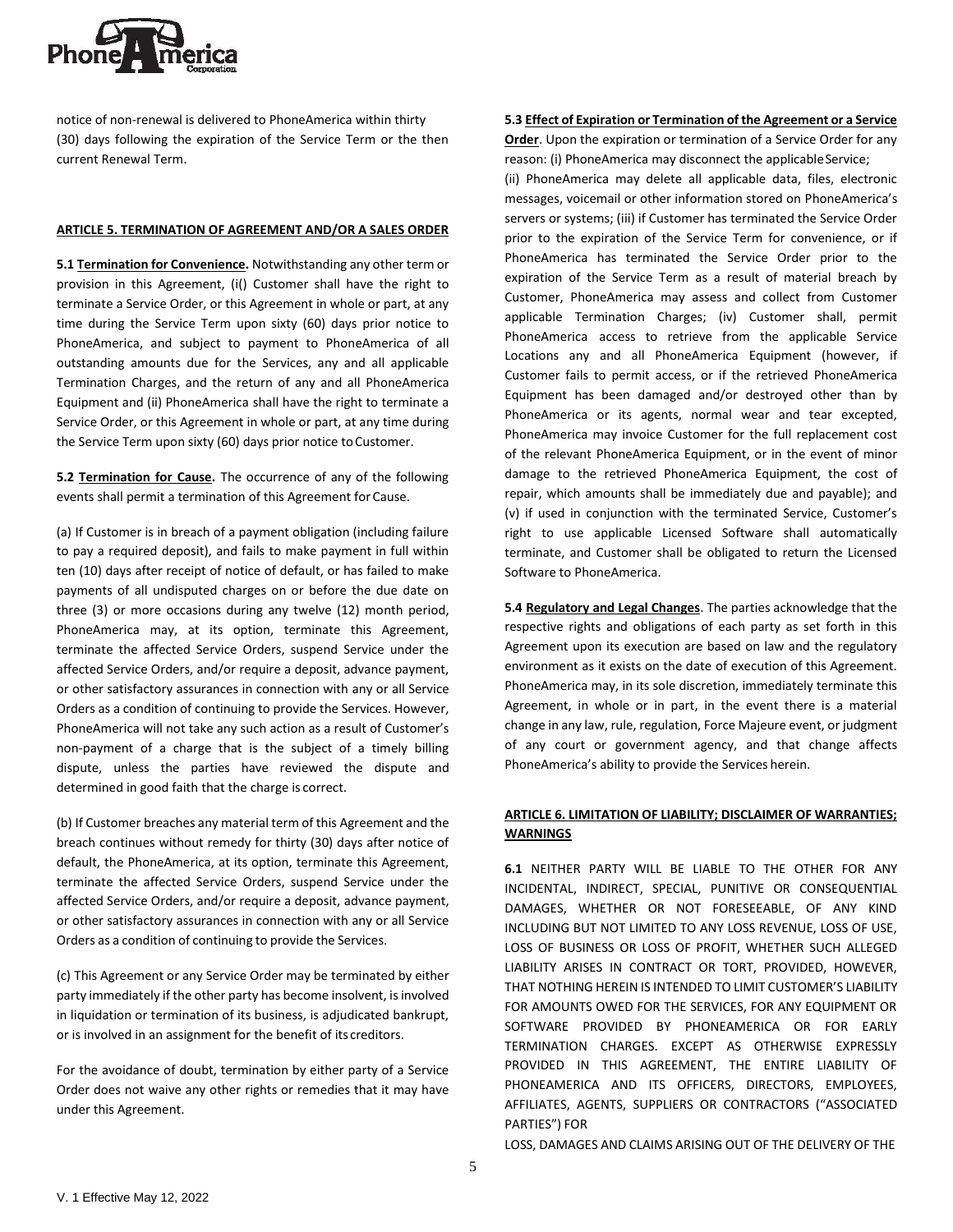notice of non-renewal is delivered to PhoneAmerica within thirty (30) days following the expiration of the Service Term or the then current Renewal Term.

## ARTICLE 5. TERMINATION OF AGREEMENT AND/OR A SALES ORDER

**5.1 Termination for Convenience.** Notwithstanding any other term or provision in this Agreement, (i() Customer shall have the right to terminate a Service Order, or this Agreement in whole or part, at any time during the Service Term upon sixty (60) days prior notice to PhoneAmerica, and subject to payment to PhoneAmerica of all outstanding amounts due for the Services, any and all applicable Termination Charges, and the return of any and all PhoneAmerica Equipment and (ii) PhoneAmerica shall have the right to terminate a Service Order, or this Agreement in whole or part, at any time during the Service Term upon sixty (60) days prior notice to Customer.

**5.2 Termination for Cause.** The occurrence of any of the following events shall permit a termination of this Agreement for Cause.

(a) If Customer is in breach of a payment obligation (including failure to pay a required deposit), and fails to make payment in full within ten (10) days after receipt of notice of default, or has failed to make payments of all undisputed charges on or before the due date on three (3) or more occasions during any twelve (12) month period, PhoneAmerica may, at its option, terminate this Agreement, terminate the affected Service Orders, suspend Service under the affected Service Orders, and/or require a deposit, advance payment, or other satisfactory assurances in connection with any or all Service Orders as a condition of continuing to provide the Services. However, PhoneAmerica will not take any such action as a result of Customer's non-payment of a charge that is the subject of a timely billing dispute, unless the parties have reviewed the dispute and determined in good faith that the charge is correct.

(b) If Customer breaches any material term of this Agreement and the breach continues without remedy for thirty (30) days after notice of default, the PhoneAmerica, at its option, terminate this Agreement, terminate the affected Service Orders, suspend Service under the affected Service Orders, and/or require a deposit, advance payment, or other satisfactory assurances in connection with any or all Service Orders as a condition of continuing to provide the Services.

(c) This Agreement or any Service Order may be terminated by either party immediately if the other party has become insolvent, is involved in liquidation or termination of its business, is adjudicated bankrupt, or is involved in an assignment for the benefit of its creditors.

For the avoidance of doubt, termination by either party of a Service Order does not waive any other rights or remedies that it may have under this Agreement.

**5.3 Effect of Expiration or Termination of the Agreement or a Service Order**. Upon the expiration or termination of a Service Order for any reason: (i) PhoneAmerica may disconnect the applicable Service; (ii) PhoneAmerica may delete all applicable data, files, electronic messages, voicemail or other information stored on PhoneAmerica's servers or systems; (iii) if Customer has terminated the Service Order prior to the expiration of the Service Term for convenience, or if PhoneAmerica has terminated the Service Order prior to the expiration of the Service Term as a result of material breach by Customer, PhoneAmerica may assess and collect from Customer applicable Termination Charges; (iv) Customer shall, permit PhoneAmerica access to retrieve from the applicable Service Locations any and all PhoneAmerica Equipment (however, if Customer fails to permit access, or if the retrieved PhoneAmerica Equipment has been damaged and/or destroyed other than by PhoneAmerica or its agents, normal wear and tear excepted, PhoneAmerica may invoice Customer for the full replacement cost of the relevant PhoneAmerica Equipment, or in the event of minor damage to the retrieved PhoneAmerica Equipment, the cost of repair, which amounts shall be immediately due and payable); and (v) if used in conjunction with the terminated Service, Customer's right to use applicable Licensed Software shall automatically terminate, and Customer shall be obligated to return the Licensed Software to PhoneAmerica.

**5.4 Regulatory and Legal Changes**. The parties acknowledge that the respective rights and obligations of each party as set forth in this Agreement upon its execution are based on law and the regulatory environment as it exists on the date of execution of this Agreement. PhoneAmerica may, in its sole discretion, immediately terminate this Agreement, in whole or in part, in the event there is a material change in any law, rule, regulation, Force Majeure event, or judgment of any court or government agency, and that change affects PhoneAmerica's ability to provide the Services herein.

## ARTICLE 6. LIMITATION OF LIABILITY; DISCLAIMER OF WARRANTIES; WARNINGS

**6.1** NEITHER PARTY WILL BE LIABLE TO THE OTHER FOR ANY INCIDENTAL, INDIRECT, SPECIAL, PUNITIVE OR CONSEQUENTIAL DAMAGES, WHETHER OR NOT FORESEEABLE, OF ANY KIND INCLUDING BUT NOT LIMITED TO ANY LOSS REVENUE, LOSS OF USE, LOSS OF BUSINESS OR LOSS OF PROFIT, WHETHER SUCH ALLEGED LIABILITY ARISES IN CONTRACT OR TORT, PROVIDED, HOWEVER, THAT NOTHING HEREIN IS INTENDED TO LIMIT CUSTOMER'S LIABILITY FOR AMOUNTS OWED FOR THE SERVICES, FOR ANY EQUIPMENT OR SOFTWARE PROVIDED BY PHONEAMERICA OR FOR EARLY TERMINATION CHARGES. EXCEPT AS OTHERWISE EXPRESSLY PROVIDED IN THIS AGREEMENT, THE ENTIRE LIABILITY OF PHONEAMERICA AND ITS OFFICERS, DIRECTORS, EMPLOYEES, AFFILIATES, AGENTS, SUPPLIERS OR CONTRACTORS ("ASSOCIATED PARTIES") FOR LOSS, DAMAGES AND CLAIMS ARISING OUT OF THE DELIVERY OF THE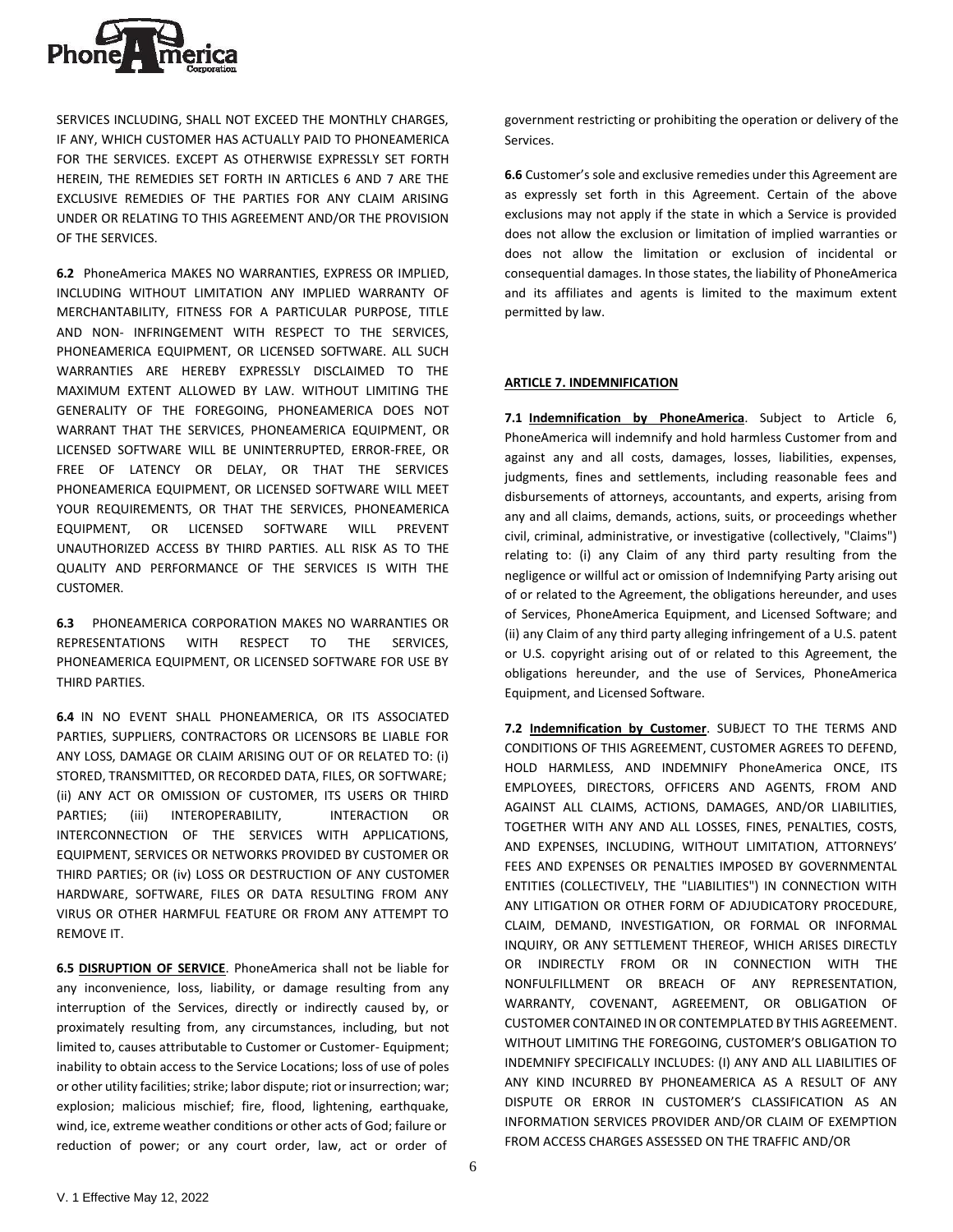SERVICES INCLUDING, SHALL NOT EXCEED THE MONTHLY CHARGES, IF ANY, WHICH CUSTOMER HAS ACTUALLY PAID TO PHONEAMERICA FOR THE SERVICES. EXCEPT AS OTHERWISE EXPRESSLY SET FORTH HEREIN, THE REMEDIES SET FORTH IN ARTICLES 6 AND 7 ARE THE EXCLUSIVE REMEDIES OF THE PARTIES FOR ANY CLAIM ARISING UNDER OR RELATING TO THIS AGREEMENT AND/OR THE PROVISION OF THE SERVICES.

**6.2** PhoneAmerica MAKES NO WARRANTIES, EXPRESS OR IMPLIED, INCLUDING WITHOUT LIMITATION ANY IMPLIED WARRANTY OF MERCHANTABILITY, FITNESS FOR A PARTICULAR PURPOSE, TITLE AND NON- INFRINGEMENT WITH RESPECT TO THE SERVICES, PHONEAMERICA EQUIPMENT, OR LICENSED SOFTWARE. ALL SUCH WARRANTIES ARE HEREBY EXPRESSLY DISCLAIMED TO THE MAXIMUM EXTENT ALLOWED BY LAW. WITHOUT LIMITING THE GENERALITY OF THE FOREGOING, PHONEAMERICA DOES NOT WARRANT THAT THE SERVICES, PHONEAMERICA EQUIPMENT, OR LICENSED SOFTWARE WILL BE UNINTERRUPTED, ERROR-FREE, OR FREE OF LATENCY OR DELAY, OR THAT THE SERVICES PHONEAMERICA EQUIPMENT, OR LICENSED SOFTWARE WILL MEET YOUR REQUIREMENTS, OR THAT THE SERVICES, PHONEAMERICA EQUIPMENT, OR LICENSED SOFTWARE WILL PREVENT UNAUTHORIZED ACCESS BY THIRD PARTIES. ALL RISK AS TO THE QUALITY AND PERFORMANCE OF THE SERVICES IS WITH THE CUSTOMER.

**6.3** PHONEAMERICA CORPORATION MAKES NO WARRANTIES OR REPRESENTATIONS WITH RESPECT TO THE SERVICES, PHONEAMERICA EQUIPMENT, OR LICENSED SOFTWARE FOR USE BY THIRD PARTIES.

**6.4** IN NO EVENT SHALL PHONEAMERICA, OR ITS ASSOCIATED PARTIES, SUPPLIERS, CONTRACTORS OR LICENSORS BE LIABLE FOR ANY LOSS, DAMAGE OR CLAIM ARISING OUT OF OR RELATED TO: (i) STORED, TRANSMITTED, OR RECORDED DATA, FILES, OR SOFTWARE; (ii) ANY ACT OR OMISSION OF CUSTOMER, ITS USERS OR THIRD PARTIES; (iii) INTEROPERABILITY, INTERACTION OR INTERCONNECTION OF THE SERVICES WITH APPLICATIONS, EQUIPMENT, SERVICES OR NETWORKS PROVIDED BY CUSTOMER OR THIRD PARTIES; OR (iv) LOSS OR DESTRUCTION OF ANY CUSTOMER HARDWARE, SOFTWARE, FILES OR DATA RESULTING FROM ANY VIRUS OR OTHER HARMFUL FEATURE OR FROM ANY ATTEMPT TO REMOVE IT.

**6.5 <u>DISRUPTION OF SERVICE</u>**. PhoneAmerica shall not be liable for any inconvenience, loss, liability, or damage resulting from any interruption of the Services, directly or indirectly caused by, or proximately resulting from, any circumstances, including, but not limited to, causes attributable to Customer or Customer- Equipment; inability to obtain access to the Service Locations; loss of use of poles or other utility facilities; strike; labor dispute; riot or insurrection; war; explosion; malicious mischief; fire, flood, lightening, earthquake, wind, ice, extreme weather conditions or other acts of God; failure or reduction of power; or any court order, law, act or order of government restricting or prohibiting the operation or delivery of the Services.

**6.6** Customer's sole and exclusive remedies under this Agreement are as expressly set forth in this Agreement. Certain of the above exclusions may not apply if the state in which a Service is provided does not allow the exclusion or limitation of implied warranties or does not allow the limitation or exclusion of incidental or consequential damages. In those states, the liability of PhoneAmerica and its affiliates and agents is limited to the maximum extent permitted by law.

## ARTICLE 7. INDEMNIFICATION

**7.1 <u>Indemnification by PhoneAmerica</u>**. Subject to Article 6, PhoneAmerica will indemnify and hold harmless Customer from and against any and all costs, damages, losses, liabilities, expenses, judgments, fines and settlements, including reasonable fees and disbursements of attorneys, accountants, and experts, arising from any and all claims, demands, actions, suits, or proceedings whether civil, criminal, administrative, or investigative (collectively, "Claims") relating to: (i) any Claim of any third party resulting from the negligence or willful act or omission of Indemnifying Party arising out of or related to the Agreement, the obligations hereunder, and uses of Services, PhoneAmerica Equipment, and Licensed Software; and (ii) any Claim of any third party alleging infringement of a U.S. patent or U.S. copyright arising out of or related to this Agreement, the obligations hereunder, and the use of Services, PhoneAmerica Equipment, and Licensed Software.

**7.2 <u>Indemnification by Customer</u>**. SUBJECT TO THE TERMS AND CONDITIONS OF THIS AGREEMENT, CUSTOMER AGREES TO DEFEND, HOLD HARMLESS, AND INDEMNIFY PhoneAmerica ONCE, ITS EMPLOYEES, DIRECTORS, OFFICERS AND AGENTS, FROM AND AGAINST ALL CLAIMS, ACTIONS, DAMAGES, AND/OR LIABILITIES, TOGETHER WITH ANY AND ALL LOSSES, FINES, PENALTIES, COSTS, AND EXPENSES, INCLUDING, WITHOUT LIMITATION, ATTORNEYS' FEES AND EXPENSES OR PENALTIES IMPOSED BY GOVERNMENTAL ENTITIES (COLLECTIVELY, THE "LIABILITIES") IN CONNECTION WITH ANY LITIGATION OR OTHER FORM OF ADJUDICATORY PROCEDURE, CLAIM, DEMAND, INVESTIGATION, OR FORMAL OR INFORMAL INQUIRY, OR ANY SETTLEMENT THEREOF, WHICH ARISES DIRECTLY OR INDIRECTLY FROM OR IN CONNECTION WITH THE NONFULFILLMENT OR BREACH OF ANY REPRESENTATION, WARRANTY, COVENANT, AGREEMENT, OR OBLIGATION OF CUSTOMER CONTAINED IN OR CONTEMPLATED BY THIS AGREEMENT. WITHOUT LIMITING THE FOREGOING, CUSTOMER'S OBLIGATION TO INDEMNIFY SPECIFICALLY INCLUDES: (I) ANY AND ALL LIABILITIES OF ANY KIND INCURRED BY PHONEAMERICA AS A RESULT OF ANY DISPUTE OR ERROR IN CUSTOMER'S CLASSIFICATION AS AN INFORMATION SERVICES PROVIDER AND/OR CLAIM OF EXEMPTION FROM ACCESS CHARGES ASSESSED ON THE TRAFFIC AND/OR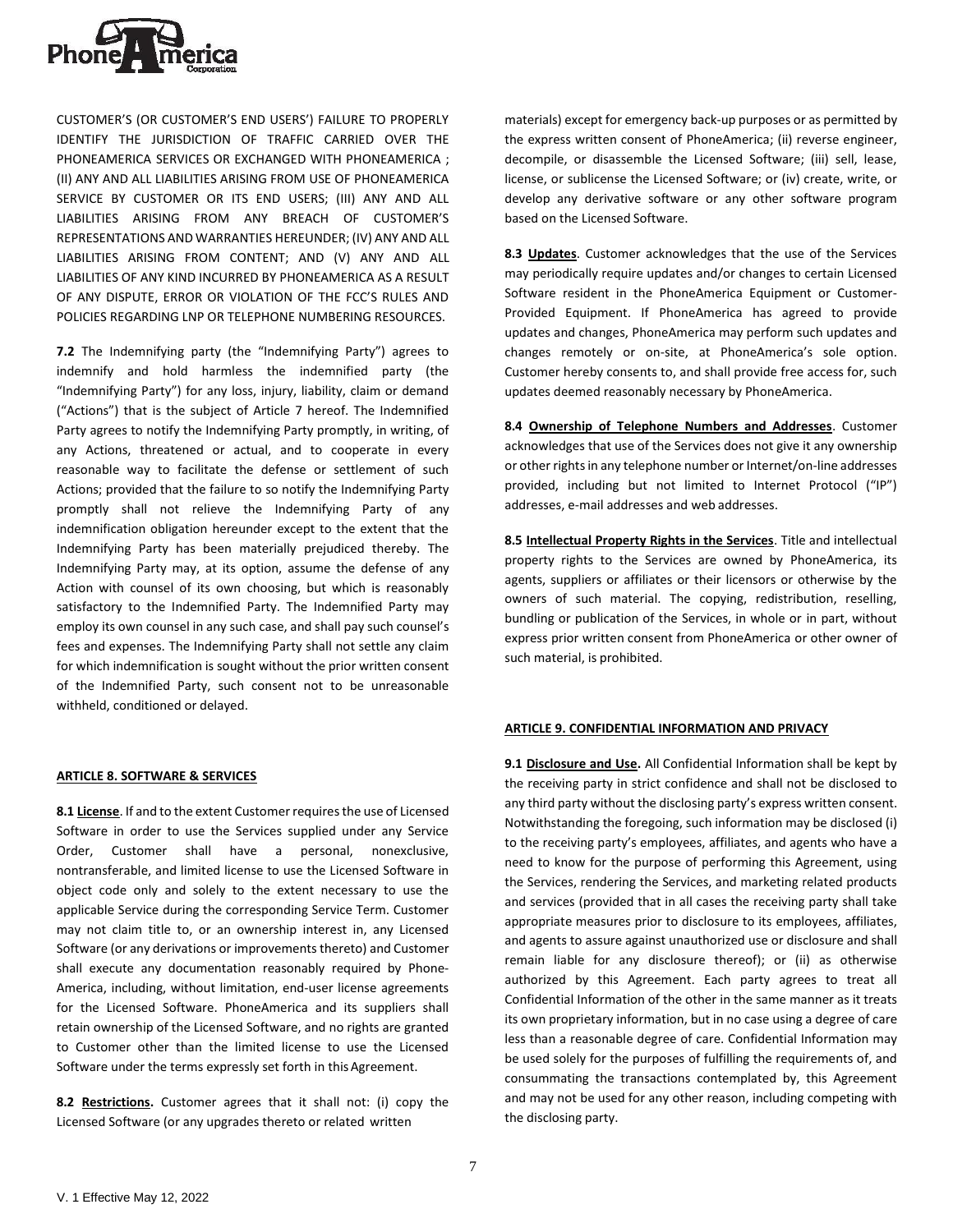CUSTOMER'S (OR CUSTOMER'S END USERS') FAILURE TO PROPERLY IDENTIFY THE JURISDICTION OF TRAFFIC CARRIED OVER THE PHONEAMERICA SERVICES OR EXCHANGED WITH PHONEAMERICA ; (II) ANY AND ALL LIABILITIES ARISING FROM USE OF PHONEAMERICA SERVICE BY CUSTOMER OR ITS END USERS; (III) ANY AND ALL LIABILITIES ARISING FROM ANY BREACH OF CUSTOMER'S REPRESENTATIONS AND WARRANTIES HEREUNDER; (IV) ANY AND ALL LIABILITIES ARISING FROM CONTENT; AND (V) ANY AND ALL LIABILITIES OF ANY KIND INCURRED BY PHONEAMERICA AS A RESULT OF ANY DISPUTE, ERROR OR VIOLATION OF THE FCC'S RULES AND POLICIES REGARDING LNP OR TELEPHONE NUMBERING RESOURCES.

**7.2** The Indemnifying party (the "Indemnifying Party") agrees to indemnify and hold harmless the indemnified party (the "Indemnifying Party") for any loss, injury, liability, claim or demand ("Actions") that is the subject of Article 7 hereof. The Indemnified Party agrees to notify the Indemnifying Party promptly, in writing, of any Actions, threatened or actual, and to cooperate in every reasonable way to facilitate the defense or settlement of such Actions; provided that the failure to so notify the Indemnifying Party promptly shall not relieve the Indemnifying Party of any indemnification obligation hereunder except to the extent that the Indemnifying Party has been materially prejudiced thereby. The Indemnifying Party may, at its option, assume the defense of any Action with counsel of its own choosing, but which is reasonably satisfactory to the Indemnified Party. The Indemnified Party may employ its own counsel in any such case, and shall pay such counsel's fees and expenses. The Indemnifying Party shall not settle any claim for which indemnification is sought without the prior written consent of the Indemnified Party, such consent not to be unreasonable withheld, conditioned or delayed.

## ARTICLE 8. SOFTWARE & SERVICES

**8.1 License**. If and to the extent Customer requires the use of Licensed Software in order to use the Services supplied under any Service Order, Customer shall have a personal, nonexclusive, nontransferable, and limited license to use the Licensed Software in object code only and solely to the extent necessary to use the applicable Service during the corresponding Service Term. Customer may not claim title to, or an ownership interest in, any Licensed Software (or any derivations or improvements thereto) and Customer shall execute any documentation reasonably required by Phone-America, including, without limitation, end-user license agreements for the Licensed Software. PhoneAmerica and its suppliers shall retain ownership of the Licensed Software, and no rights are granted to Customer other than the limited license to use the Licensed Software under the terms expressly set forth in this Agreement.

**8.2 Restrictions.** Customer agrees that it shall not: (i) copy the Licensed Software (or any upgrades thereto or related written materials) except for emergency back-up purposes or as permitted by the express written consent of PhoneAmerica; (ii) reverse engineer, decompile, or disassemble the Licensed Software; (iii) sell, lease, license, or sublicense the Licensed Software; or (iv) create, write, or develop any derivative software or any other software program based on the Licensed Software.

**8.3 Updates**. Customer acknowledges that the use of the Services may periodically require updates and/or changes to certain Licensed Software resident in the PhoneAmerica Equipment or Customer-Provided Equipment. If PhoneAmerica has agreed to provide updates and changes, PhoneAmerica may perform such updates and changes remotely or on-site, at PhoneAmerica's sole option. Customer hereby consents to, and shall provide free access for, such updates deemed reasonably necessary by PhoneAmerica.

**8.4 Ownership of Telephone Numbers and Addresses**. Customer acknowledges that use of the Services does not give it any ownership or other rights in any telephone number or Internet/on-line addresses provided, including but not limited to Internet Protocol ("IP") addresses, e-mail addresses and web addresses.

**8.5 Intellectual Property Rights in the Services**. Title and intellectual property rights to the Services are owned by PhoneAmerica, its agents, suppliers or affiliates or their licensors or otherwise by the owners of such material. The copying, redistribution, reselling, bundling or publication of the Services, in whole or in part, without express prior written consent from PhoneAmerica or other owner of such material, is prohibited.

## ARTICLE 9. CONFIDENTIAL INFORMATION AND PRIVACY

**9.1 Disclosure and Use.** All Confidential Information shall be kept by the receiving party in strict confidence and shall not be disclosed to any third party without the disclosing party's express written consent. Notwithstanding the foregoing, such information may be disclosed (i) to the receiving party's employees, affiliates, and agents who have a need to know for the purpose of performing this Agreement, using the Services, rendering the Services, and marketing related products and services (provided that in all cases the receiving party shall take appropriate measures prior to disclosure to its employees, affiliates, and agents to assure against unauthorized use or disclosure and shall remain liable for any disclosure thereof); or (ii) as otherwise authorized by this Agreement. Each party agrees to treat all Confidential Information of the other in the same manner as it treats its own proprietary information, but in no case using a degree of care less than a reasonable degree of care. Confidential Information may be used solely for the purposes of fulfilling the requirements of, and consummating the transactions contemplated by, this Agreement and may not be used for any other reason, including competing with the disclosing party.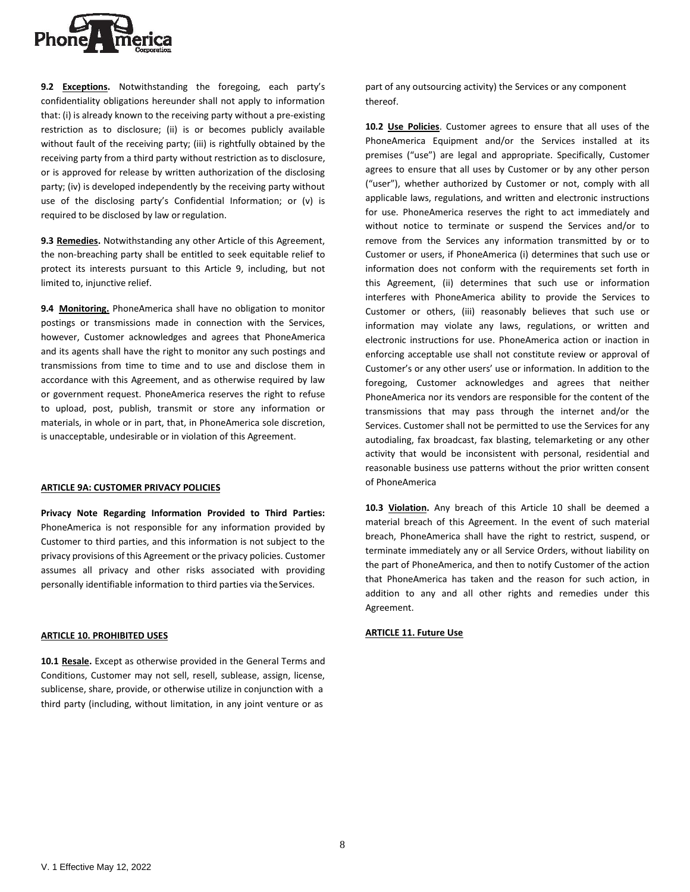**9.2 Exceptions.** Notwithstanding the foregoing, each party's confidentiality obligations hereunder shall not apply to information that: (i) is already known to the receiving party without a pre-existing restriction as to disclosure; (ii) is or becomes publicly available without fault of the receiving party; (iii) is rightfully obtained by the receiving party from a third party without restriction as to disclosure, or is approved for release by written authorization of the disclosing party; (iv) is developed independently by the receiving party without use of the disclosing party's Confidential Information; or (v) is required to be disclosed by law or regulation.

**9.3 Remedies.** Notwithstanding any other Article of this Agreement, the non-breaching party shall be entitled to seek equitable relief to protect its interests pursuant to this Article 9, including, but not limited to, injunctive relief.

**9.4 Monitoring.** PhoneAmerica shall have no obligation to monitor postings or transmissions made in connection with the Services, however, Customer acknowledges and agrees that PhoneAmerica and its agents shall have the right to monitor any such postings and transmissions from time to time and to use and disclose them in accordance with this Agreement, and as otherwise required by law or government request. PhoneAmerica reserves the right to refuse to upload, post, publish, transmit or store any information or materials, in whole or in part, that, in PhoneAmerica sole discretion, is unacceptable, undesirable or in violation of this Agreement.

**ARTICLE 9A: CUSTOMER PRIVACY POLICIES**

**Privacy Note Regarding Information Provided to Third Parties:** PhoneAmerica is not responsible for any information provided by Customer to third parties, and this information is not subject to the privacy provisions of this Agreement or the privacy policies. Customer assumes all privacy and other risks associated with providing personally identifiable information to third parties via the Services.

**ARTICLE 10. PROHIBITED USES**

**10.1 Resale.** Except as otherwise provided in the General Terms and Conditions, Customer may not sell, resell, sublease, assign, license, sublicense, share, provide, or otherwise utilize in conjunction with a third party (including, without limitation, in any joint venture or as part of any outsourcing activity) the Services or any component thereof.

**10.2 Use Policies**. Customer agrees to ensure that all uses of the PhoneAmerica Equipment and/or the Services installed at its premises ("use") are legal and appropriate. Specifically, Customer agrees to ensure that all uses by Customer or by any other person ("user"), whether authorized by Customer or not, comply with all applicable laws, regulations, and written and electronic instructions for use. PhoneAmerica reserves the right to act immediately and without notice to terminate or suspend the Services and/or to remove from the Services any information transmitted by or to Customer or users, if PhoneAmerica (i) determines that such use or information does not conform with the requirements set forth in this Agreement, (ii) determines that such use or information interferes with PhoneAmerica ability to provide the Services to Customer or others, (iii) reasonably believes that such use or information may violate any laws, regulations, or written and electronic instructions for use. PhoneAmerica action or inaction in enforcing acceptable use shall not constitute review or approval of Customer's or any other users' use or information. In addition to the foregoing, Customer acknowledges and agrees that neither PhoneAmerica nor its vendors are responsible for the content of the transmissions that may pass through the internet and/or the Services. Customer shall not be permitted to use the Services for any autodialing, fax broadcast, fax blasting, telemarketing or any other activity that would be inconsistent with personal, residential and reasonable business use patterns without the prior written consent of PhoneAmerica

**10.3 Violation.** Any breach of this Article 10 shall be deemed a material breach of this Agreement. In the event of such material breach, PhoneAmerica shall have the right to restrict, suspend, or terminate immediately any or all Service Orders, without liability on the part of PhoneAmerica, and then to notify Customer of the action that PhoneAmerica has taken and the reason for such action, in addition to any and all other rights and remedies under this Agreement.

**ARTICLE 11. Future Use**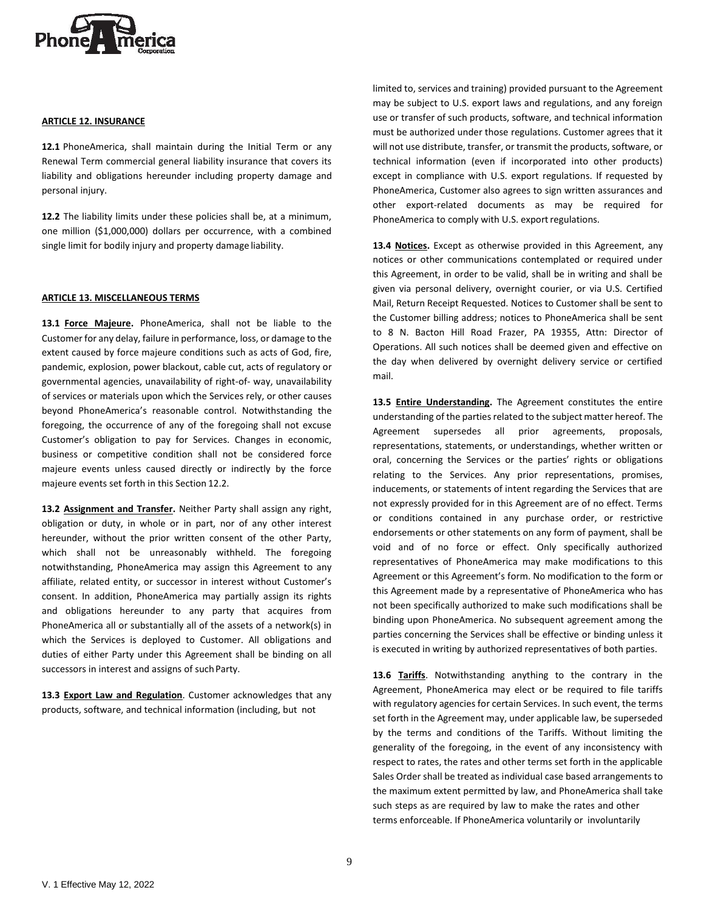**ARTICLE 12. INSURANCE**

**12.1** PhoneAmerica, shall maintain during the Initial Term or any Renewal Term commercial general liability insurance that covers its liability and obligations hereunder including property damage and personal injury.

**12.2** The liability limits under these policies shall be, at a minimum, one million ($1,000,000) dollars per occurrence, with a combined single limit for bodily injury and property damage liability.

**ARTICLE 13. MISCELLANEOUS TERMS**

**13.1 Force Majeure.** PhoneAmerica, shall not be liable to the Customer for any delay, failure in performance, loss, or damage to the extent caused by force majeure conditions such as acts of God, fire, pandemic, explosion, power blackout, cable cut, acts of regulatory or governmental agencies, unavailability of right-of- way, unavailability of services or materials upon which the Services rely, or other causes beyond PhoneAmerica's reasonable control. Notwithstanding the foregoing, the occurrence of any of the foregoing shall not excuse Customer's obligation to pay for Services. Changes in economic, business or competitive condition shall not be considered force majeure events unless caused directly or indirectly by the force majeure events set forth in this Section 12.2.

**13.2 Assignment and Transfer.** Neither Party shall assign any right, obligation or duty, in whole or in part, nor of any other interest hereunder, without the prior written consent of the other Party, which shall not be unreasonably withheld. The foregoing notwithstanding, PhoneAmerica may assign this Agreement to any affiliate, related entity, or successor in interest without Customer's consent. In addition, PhoneAmerica may partially assign its rights and obligations hereunder to any party that acquires from PhoneAmerica all or substantially all of the assets of a network(s) in which the Services is deployed to Customer. All obligations and duties of either Party under this Agreement shall be binding on all successors in interest and assigns of such Party.

**13.3 Export Law and Regulation**. Customer acknowledges that any products, software, and technical information (including, but not limited to, services and training) provided pursuant to the Agreement may be subject to U.S. export laws and regulations, and any foreign use or transfer of such products, software, and technical information must be authorized under those regulations. Customer agrees that it will not use distribute, transfer, or transmit the products, software, or technical information (even if incorporated into other products) except in compliance with U.S. export regulations. If requested by PhoneAmerica, Customer also agrees to sign written assurances and other export-related documents as may be required for PhoneAmerica to comply with U.S. export regulations.

**13.4 Notices.** Except as otherwise provided in this Agreement, any notices or other communications contemplated or required under this Agreement, in order to be valid, shall be in writing and shall be given via personal delivery, overnight courier, or via U.S. Certified Mail, Return Receipt Requested. Notices to Customer shall be sent to the Customer billing address; notices to PhoneAmerica shall be sent to 8 N. Bacton Hill Road Frazer, PA 19355, Attn: Director of Operations. All such notices shall be deemed given and effective on the day when delivered by overnight delivery service or certified mail.

**13.5 Entire Understanding.** The Agreement constitutes the entire understanding of the parties related to the subject matter hereof. The Agreement supersedes all prior agreements, proposals, representations, statements, or understandings, whether written or oral, concerning the Services or the parties' rights or obligations relating to the Services. Any prior representations, promises, inducements, or statements of intent regarding the Services that are not expressly provided for in this Agreement are of no effect. Terms or conditions contained in any purchase order, or restrictive endorsements or other statements on any form of payment, shall be void and of no force or effect. Only specifically authorized representatives of PhoneAmerica may make modifications to this Agreement or this Agreement's form. No modification to the form or this Agreement made by a representative of PhoneAmerica who has not been specifically authorized to make such modifications shall be binding upon PhoneAmerica. No subsequent agreement among the parties concerning the Services shall be effective or binding unless it is executed in writing by authorized representatives of both parties.

**13.6 Tariffs**. Notwithstanding anything to the contrary in the Agreement, PhoneAmerica may elect or be required to file tariffs with regulatory agencies for certain Services. In such event, the terms set forth in the Agreement may, under applicable law, be superseded by the terms and conditions of the Tariffs. Without limiting the generality of the foregoing, in the event of any inconsistency with respect to rates, the rates and other terms set forth in the applicable Sales Order shall be treated as individual case based arrangements to the maximum extent permitted by law, and PhoneAmerica shall take such steps as are required by law to make the rates and other terms enforceable. If PhoneAmerica voluntarily or involuntarily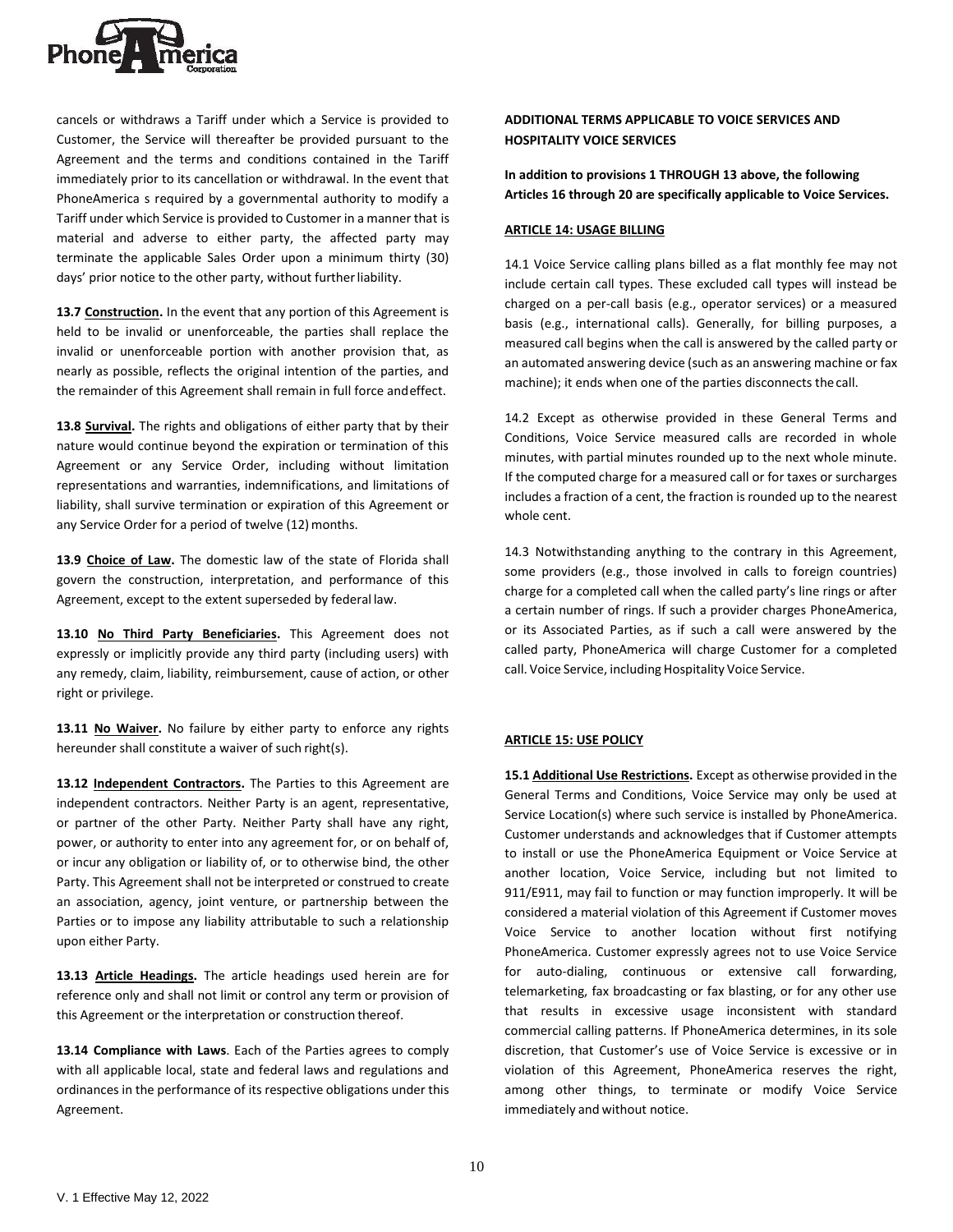cancels or withdraws a Tariff under which a Service is provided to Customer, the Service will thereafter be provided pursuant to the Agreement and the terms and conditions contained in the Tariff immediately prior to its cancellation or withdrawal. In the event that PhoneAmerica s required by a governmental authority to modify a Tariff under which Service is provided to Customer in a manner that is material and adverse to either party, the affected party may terminate the applicable Sales Order upon a minimum thirty (30) days' prior notice to the other party, without further liability.

**13.7 Construction.** In the event that any portion of this Agreement is held to be invalid or unenforceable, the parties shall replace the invalid or unenforceable portion with another provision that, as nearly as possible, reflects the original intention of the parties, and the remainder of this Agreement shall remain in full force and effect.

**13.8 Survival.** The rights and obligations of either party that by their nature would continue beyond the expiration or termination of this Agreement or any Service Order, including without limitation representations and warranties, indemnifications, and limitations of liability, shall survive termination or expiration of this Agreement or any Service Order for a period of twelve (12) months.

**13.9 Choice of Law.** The domestic law of the state of Florida shall govern the construction, interpretation, and performance of this Agreement, except to the extent superseded by federal law.

**13.10 No Third Party Beneficiaries.** This Agreement does not expressly or implicitly provide any third party (including users) with any remedy, claim, liability, reimbursement, cause of action, or other right or privilege.

**13.11 No Waiver.** No failure by either party to enforce any rights hereunder shall constitute a waiver of such right(s).

**13.12 Independent Contractors.** The Parties to this Agreement are independent contractors. Neither Party is an agent, representative, or partner of the other Party. Neither Party shall have any right, power, or authority to enter into any agreement for, or on behalf of, or incur any obligation or liability of, or to otherwise bind, the other Party. This Agreement shall not be interpreted or construed to create an association, agency, joint venture, or partnership between the Parties or to impose any liability attributable to such a relationship upon either Party.

**13.13 Article Headings.** The article headings used herein are for reference only and shall not limit or control any term or provision of this Agreement or the interpretation or construction thereof.

**13.14 Compliance with Laws**. Each of the Parties agrees to comply with all applicable local, state and federal laws and regulations and ordinances in the performance of its respective obligations under this Agreement.

**ADDITIONAL TERMS APPLICABLE TO VOICE SERVICES AND HOSPITALITY VOICE SERVICES**

**In addition to provisions 1 THROUGH 13 above, the following Articles 16 through 20 are specifically applicable to Voice Services.**

**ARTICLE 14: USAGE BILLING**

14.1 Voice Service calling plans billed as a flat monthly fee may not include certain call types. These excluded call types will instead be charged on a per-call basis (e.g., operator services) or a measured basis (e.g., international calls). Generally, for billing purposes, a measured call begins when the call is answered by the called party or an automated answering device (such as an answering machine or fax machine); it ends when one of the parties disconnects the call.

14.2 Except as otherwise provided in these General Terms and Conditions, Voice Service measured calls are recorded in whole minutes, with partial minutes rounded up to the next whole minute. If the computed charge for a measured call or for taxes or surcharges includes a fraction of a cent, the fraction is rounded up to the nearest whole cent.

14.3 Notwithstanding anything to the contrary in this Agreement, some providers (e.g., those involved in calls to foreign countries) charge for a completed call when the called party's line rings or after a certain number of rings. If such a provider charges PhoneAmerica, or its Associated Parties, as if such a call were answered by the called party, PhoneAmerica will charge Customer for a completed call. Voice Service, including Hospitality Voice Service.

**ARTICLE 15: USE POLICY**

**15.1 Additional Use Restrictions.** Except as otherwise provided in the General Terms and Conditions, Voice Service may only be used at Service Location(s) where such service is installed by PhoneAmerica. Customer understands and acknowledges that if Customer attempts to install or use the PhoneAmerica Equipment or Voice Service at another location, Voice Service, including but not limited to 911/E911, may fail to function or may function improperly. It will be considered a material violation of this Agreement if Customer moves Voice Service to another location without first notifying PhoneAmerica. Customer expressly agrees not to use Voice Service for auto-dialing, continuous or extensive call forwarding, telemarketing, fax broadcasting or fax blasting, or for any other use that results in excessive usage inconsistent with standard commercial calling patterns. If PhoneAmerica determines, in its sole discretion, that Customer's use of Voice Service is excessive or in violation of this Agreement, PhoneAmerica reserves the right, among other things, to terminate or modify Voice Service immediately and without notice.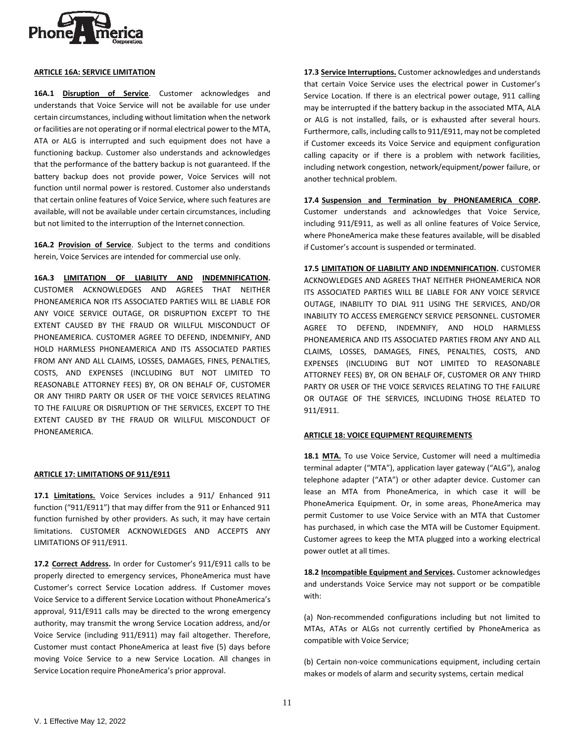## ARTICLE 16A: SERVICE LIMITATION

**16A.1 Disruption of Service**. Customer acknowledges and understands that Voice Service will not be available for use under certain circumstances, including without limitation when the network or facilities are not operating or if normal electrical power to the MTA, ATA or ALG is interrupted and such equipment does not have a functioning backup. Customer also understands and acknowledges that the performance of the battery backup is not guaranteed. If the battery backup does not provide power, Voice Services will not function until normal power is restored. Customer also understands that certain online features of Voice Service, where such features are available, will not be available under certain circumstances, including but not limited to the interruption of the Internet connection.

**16A.2 Provision of Service**. Subject to the terms and conditions herein, Voice Services are intended for commercial use only.

**16A.3 LIMITATION OF LIABILITY AND INDEMNIFICATION.** CUSTOMER ACKNOWLEDGES AND AGREES THAT NEITHER PHONEAMERICA NOR ITS ASSOCIATED PARTIES WILL BE LIABLE FOR ANY VOICE SERVICE OUTAGE, OR DISRUPTION EXCEPT TO THE EXTENT CAUSED BY THE FRAUD OR WILLFUL MISCONDUCT OF PHONEAMERICA. CUSTOMER AGREE TO DEFEND, INDEMNIFY, AND HOLD HARMLESS PHONEAMERICA AND ITS ASSOCIATED PARTIES FROM ANY AND ALL CLAIMS, LOSSES, DAMAGES, FINES, PENALTIES, COSTS, AND EXPENSES (INCLUDING BUT NOT LIMITED TO REASONABLE ATTORNEY FEES) BY, OR ON BEHALF OF, CUSTOMER OR ANY THIRD PARTY OR USER OF THE VOICE SERVICES RELATING TO THE FAILURE OR DISRUPTION OF THE SERVICES, EXCEPT TO THE EXTENT CAUSED BY THE FRAUD OR WILLFUL MISCONDUCT OF PHONEAMERICA.

## ARTICLE 17: LIMITATIONS OF 911/E911

**17.1 Limitations.** Voice Services includes a 911/ Enhanced 911 function ("911/E911") that may differ from the 911 or Enhanced 911 function furnished by other providers. As such, it may have certain limitations. CUSTOMER ACKNOWLEDGES AND ACCEPTS ANY LIMITATIONS OF 911/E911.

**17.2 Correct Address.** In order for Customer's 911/E911 calls to be properly directed to emergency services, PhoneAmerica must have Customer's correct Service Location address. If Customer moves Voice Service to a different Service Location without PhoneAmerica's approval, 911/E911 calls may be directed to the wrong emergency authority, may transmit the wrong Service Location address, and/or Voice Service (including 911/E911) may fail altogether. Therefore, Customer must contact PhoneAmerica at least five (5) days before moving Voice Service to a new Service Location. All changes in Service Location require PhoneAmerica's prior approval.

**17.3 Service Interruptions.** Customer acknowledges and understands that certain Voice Service uses the electrical power in Customer's Service Location. If there is an electrical power outage, 911 calling may be interrupted if the battery backup in the associated MTA, ALA or ALG is not installed, fails, or is exhausted after several hours. Furthermore, calls, including calls to 911/E911, may not be completed if Customer exceeds its Voice Service and equipment configuration calling capacity or if there is a problem with network facilities, including network congestion, network/equipment/power failure, or another technical problem.

**17.4 Suspension and Termination by PHONEAMERICA CORP.** Customer understands and acknowledges that Voice Service, including 911/E911, as well as all online features of Voice Service, where PhoneAmerica make these features available, will be disabled if Customer's account is suspended or terminated.

**17.5 LIMITATION OF LIABILITY AND INDEMNIFICATION.** CUSTOMER ACKNOWLEDGES AND AGREES THAT NEITHER PHONEAMERICA NOR ITS ASSOCIATED PARTIES WILL BE LIABLE FOR ANY VOICE SERVICE OUTAGE, INABILITY TO DIAL 911 USING THE SERVICES, AND/OR INABILITY TO ACCESS EMERGENCY SERVICE PERSONNEL. CUSTOMER AGREE TO DEFEND, INDEMNIFY, AND HOLD HARMLESS PHONEAMERICA AND ITS ASSOCIATED PARTIES FROM ANY AND ALL CLAIMS, LOSSES, DAMAGES, FINES, PENALTIES, COSTS, AND EXPENSES (INCLUDING BUT NOT LIMITED TO REASONABLE ATTORNEY FEES) BY, OR ON BEHALF OF, CUSTOMER OR ANY THIRD PARTY OR USER OF THE VOICE SERVICES RELATING TO THE FAILURE OR OUTAGE OF THE SERVICES, INCLUDING THOSE RELATED TO 911/E911.

## ARTICLE 18: VOICE EQUIPMENT REQUIREMENTS

**18.1 MTA.** To use Voice Service, Customer will need a multimedia terminal adapter ("MTA"), application layer gateway ("ALG"), analog telephone adapter ("ATA") or other adapter device. Customer can lease an MTA from PhoneAmerica, in which case it will be PhoneAmerica Equipment. Or, in some areas, PhoneAmerica may permit Customer to use Voice Service with an MTA that Customer has purchased, in which case the MTA will be Customer Equipment. Customer agrees to keep the MTA plugged into a working electrical power outlet at all times.

**18.2 Incompatible Equipment and Services.** Customer acknowledges and understands Voice Service may not support or be compatible with:

(a) Non-recommended configurations including but not limited to MTAs, ATAs or ALGs not currently certified by PhoneAmerica as compatible with Voice Service;

(b) Certain non-voice communications equipment, including certain makes or models of alarm and security systems, certain medical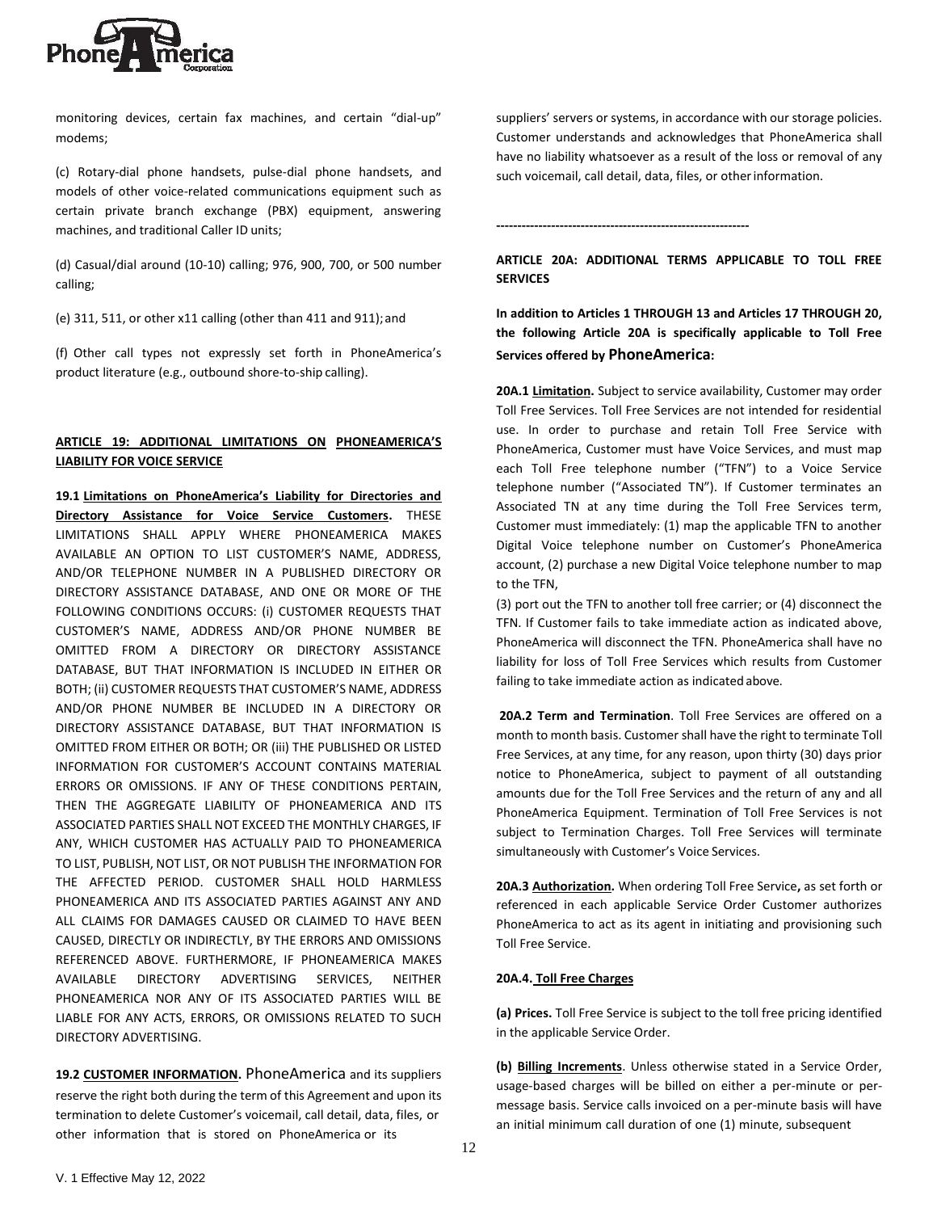monitoring devices, certain fax machines, and certain "dial-up" modems;

(c) Rotary-dial phone handsets, pulse-dial phone handsets, and models of other voice-related communications equipment such as certain private branch exchange (PBX) equipment, answering machines, and traditional Caller ID units;

(d) Casual/dial around (10-10) calling; 976, 900, 700, or 500 number calling;

(e) 311, 511, or other x11 calling (other than 411 and 911); and

(f) Other call types not expressly set forth in PhoneAmerica's product literature (e.g., outbound shore-to-ship calling).

## ARTICLE 19: ADDITIONAL LIMITATIONS ON PHONEAMERICA'S LIABILITY FOR VOICE SERVICE

**19.1 Limitations on PhoneAmerica's Liability for Directories and Directory Assistance for Voice Service Customers.** THESE LIMITATIONS SHALL APPLY WHERE PHONEAMERICA MAKES AVAILABLE AN OPTION TO LIST CUSTOMER'S NAME, ADDRESS, AND/OR TELEPHONE NUMBER IN A PUBLISHED DIRECTORY OR DIRECTORY ASSISTANCE DATABASE, AND ONE OR MORE OF THE FOLLOWING CONDITIONS OCCURS: (i) CUSTOMER REQUESTS THAT CUSTOMER'S NAME, ADDRESS AND/OR PHONE NUMBER BE OMITTED FROM A DIRECTORY OR DIRECTORY ASSISTANCE DATABASE, BUT THAT INFORMATION IS INCLUDED IN EITHER OR BOTH; (ii) CUSTOMER REQUESTS THAT CUSTOMER'S NAME, ADDRESS AND/OR PHONE NUMBER BE INCLUDED IN A DIRECTORY OR DIRECTORY ASSISTANCE DATABASE, BUT THAT INFORMATION IS OMITTED FROM EITHER OR BOTH; OR (iii) THE PUBLISHED OR LISTED INFORMATION FOR CUSTOMER'S ACCOUNT CONTAINS MATERIAL ERRORS OR OMISSIONS. IF ANY OF THESE CONDITIONS PERTAIN, THEN THE AGGREGATE LIABILITY OF PHONEAMERICA AND ITS ASSOCIATED PARTIES SHALL NOT EXCEED THE MONTHLY CHARGES, IF ANY, WHICH CUSTOMER HAS ACTUALLY PAID TO PHONEAMERICA TO LIST, PUBLISH, NOT LIST, OR NOT PUBLISH THE INFORMATION FOR THE AFFECTED PERIOD. CUSTOMER SHALL HOLD HARMLESS PHONEAMERICA AND ITS ASSOCIATED PARTIES AGAINST ANY AND ALL CLAIMS FOR DAMAGES CAUSED OR CLAIMED TO HAVE BEEN CAUSED, DIRECTLY OR INDIRECTLY, BY THE ERRORS AND OMISSIONS REFERENCED ABOVE. FURTHERMORE, IF PHONEAMERICA MAKES AVAILABLE DIRECTORY ADVERTISING SERVICES, NEITHER PHONEAMERICA NOR ANY OF ITS ASSOCIATED PARTIES WILL BE LIABLE FOR ANY ACTS, ERRORS, OR OMISSIONS RELATED TO SUCH DIRECTORY ADVERTISING.

**19.2 CUSTOMER INFORMATION.** PhoneAmerica and its suppliers reserve the right both during the term of this Agreement and upon its termination to delete Customer's voicemail, call detail, data, files, or other information that is stored on PhoneAmerica or its suppliers' servers or systems, in accordance with our storage policies. Customer understands and acknowledges that PhoneAmerica shall have no liability whatsoever as a result of the loss or removal of any such voicemail, call detail, data, files, or other information.

---

## ARTICLE 20A: ADDITIONAL TERMS APPLICABLE TO TOLL FREE SERVICES

**In addition to Articles 1 THROUGH 13 and Articles 17 THROUGH 20, the following Article 20A is specifically applicable to Toll Free Services offered by PhoneAmerica:**

**20A.1 Limitation.** Subject to service availability, Customer may order Toll Free Services. Toll Free Services are not intended for residential use. In order to purchase and retain Toll Free Service with PhoneAmerica, Customer must have Voice Services, and must map each Toll Free telephone number ("TFN") to a Voice Service telephone number ("Associated TN"). If Customer terminates an Associated TN at any time during the Toll Free Services term, Customer must immediately: (1) map the applicable TFN to another Digital Voice telephone number on Customer's PhoneAmerica account, (2) purchase a new Digital Voice telephone number to map to the TFN,
(3) port out the TFN to another toll free carrier; or (4) disconnect the TFN. If Customer fails to take immediate action as indicated above, PhoneAmerica will disconnect the TFN. PhoneAmerica shall have no liability for loss of Toll Free Services which results from Customer failing to take immediate action as indicated above.

**20A.2 Term and Termination**. Toll Free Services are offered on a month to month basis. Customer shall have the right to terminate Toll Free Services, at any time, for any reason, upon thirty (30) days prior notice to PhoneAmerica, subject to payment of all outstanding amounts due for the Toll Free Services and the return of any and all PhoneAmerica Equipment. Termination of Toll Free Services is not subject to Termination Charges. Toll Free Services will terminate simultaneously with Customer's Voice Services.

**20A.3 Authorization.** When ordering Toll Free Service, as set forth or referenced in each applicable Service Order Customer authorizes PhoneAmerica to act as its agent in initiating and provisioning such Toll Free Service.

**20A.4. Toll Free Charges**

**(a) Prices.** Toll Free Service is subject to the toll free pricing identified in the applicable Service Order.

**(b) Billing Increments**. Unless otherwise stated in a Service Order, usage-based charges will be billed on either a per-minute or per-message basis. Service calls invoiced on a per-minute basis will have an initial minimum call duration of one (1) minute, subsequent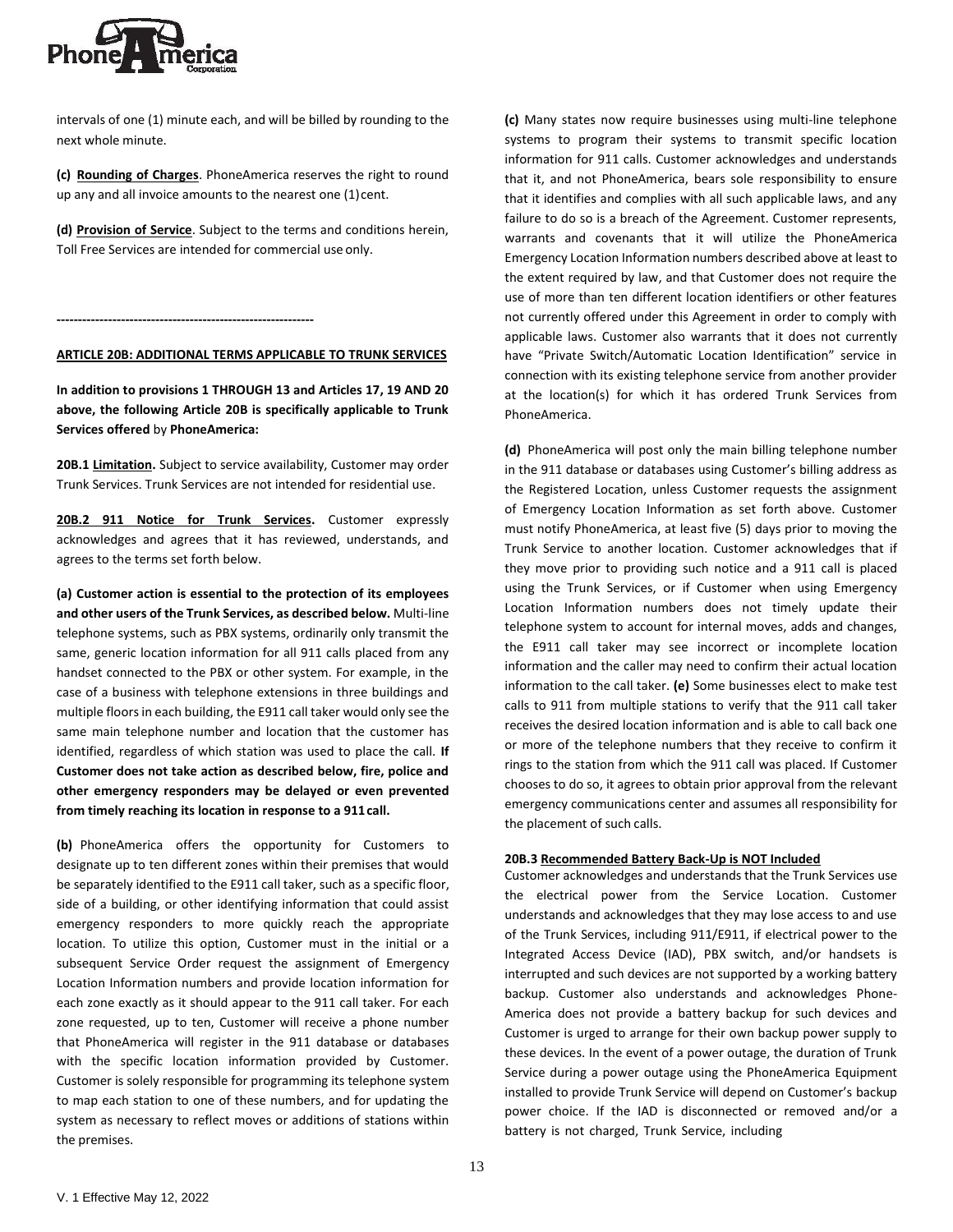intervals of one (1) minute each, and will be billed by rounding to the next whole minute.

**(c) Rounding of Charges**. PhoneAmerica reserves the right to round up any and all invoice amounts to the nearest one (1) cent.

**(d) Provision of Service**. Subject to the terms and conditions herein, Toll Free Services are intended for commercial use only.

------------------------------------------------------------

**ARTICLE 20B: ADDITIONAL TERMS APPLICABLE TO TRUNK SERVICES**

**In addition to provisions 1 THROUGH 13 and Articles 17, 19 AND 20 above, the following Article 20B is specifically applicable to Trunk Services offered** by **PhoneAmerica:**

**20B.1 Limitation.** Subject to service availability, Customer may order Trunk Services. Trunk Services are not intended for residential use.

**20B.2 911 Notice for Trunk Services.** Customer expressly acknowledges and agrees that it has reviewed, understands, and agrees to the terms set forth below.

**(a) Customer action is essential to the protection of its employees and other users of the Trunk Services, as described below.** Multi-line telephone systems, such as PBX systems, ordinarily only transmit the same, generic location information for all 911 calls placed from any handset connected to the PBX or other system. For example, in the case of a business with telephone extensions in three buildings and multiple floors in each building, the E911 call taker would only see the same main telephone number and location that the customer has identified, regardless of which station was used to place the call. **If Customer does not take action as described below, fire, police and other emergency responders may be delayed or even prevented from timely reaching its location in response to a 911 call.**

**(b)** PhoneAmerica offers the opportunity for Customers to designate up to ten different zones within their premises that would be separately identified to the E911 call taker, such as a specific floor, side of a building, or other identifying information that could assist emergency responders to more quickly reach the appropriate location. To utilize this option, Customer must in the initial or a subsequent Service Order request the assignment of Emergency Location Information numbers and provide location information for each zone exactly as it should appear to the 911 call taker. For each zone requested, up to ten, Customer will receive a phone number that PhoneAmerica will register in the 911 database or databases with the specific location information provided by Customer. Customer is solely responsible for programming its telephone system to map each station to one of these numbers, and for updating the system as necessary to reflect moves or additions of stations within the premises.

**(c)** Many states now require businesses using multi-line telephone systems to program their systems to transmit specific location information for 911 calls. Customer acknowledges and understands that it, and not PhoneAmerica, bears sole responsibility to ensure that it identifies and complies with all such applicable laws, and any failure to do so is a breach of the Agreement. Customer represents, warrants and covenants that it will utilize the PhoneAmerica Emergency Location Information numbers described above at least to the extent required by law, and that Customer does not require the use of more than ten different location identifiers or other features not currently offered under this Agreement in order to comply with applicable laws. Customer also warrants that it does not currently have "Private Switch/Automatic Location Identification" service in connection with its existing telephone service from another provider at the location(s) for which it has ordered Trunk Services from PhoneAmerica.

**(d)** PhoneAmerica will post only the main billing telephone number in the 911 database or databases using Customer's billing address as the Registered Location, unless Customer requests the assignment of Emergency Location Information as set forth above. Customer must notify PhoneAmerica, at least five (5) days prior to moving the Trunk Service to another location. Customer acknowledges that if they move prior to providing such notice and a 911 call is placed using the Trunk Services, or if Customer when using Emergency Location Information numbers does not timely update their telephone system to account for internal moves, adds and changes, the E911 call taker may see incorrect or incomplete location information and the caller may need to confirm their actual location information to the call taker. **(e)** Some businesses elect to make test calls to 911 from multiple stations to verify that the 911 call taker receives the desired location information and is able to call back one or more of the telephone numbers that they receive to confirm it rings to the station from which the 911 call was placed. If Customer chooses to do so, it agrees to obtain prior approval from the relevant emergency communications center and assumes all responsibility for the placement of such calls.

**20B.3 Recommended Battery Back-Up is NOT Included**

Customer acknowledges and understands that the Trunk Services use the electrical power from the Service Location. Customer understands and acknowledges that they may lose access to and use of the Trunk Services, including 911/E911, if electrical power to the Integrated Access Device (IAD), PBX switch, and/or handsets is interrupted and such devices are not supported by a working battery backup. Customer also understands and acknowledges Phone-America does not provide a battery backup for such devices and Customer is urged to arrange for their own backup power supply to these devices. In the event of a power outage, the duration of Trunk Service during a power outage using the PhoneAmerica Equipment installed to provide Trunk Service will depend on Customer's backup power choice. If the IAD is disconnected or removed and/or a battery is not charged, Trunk Service, including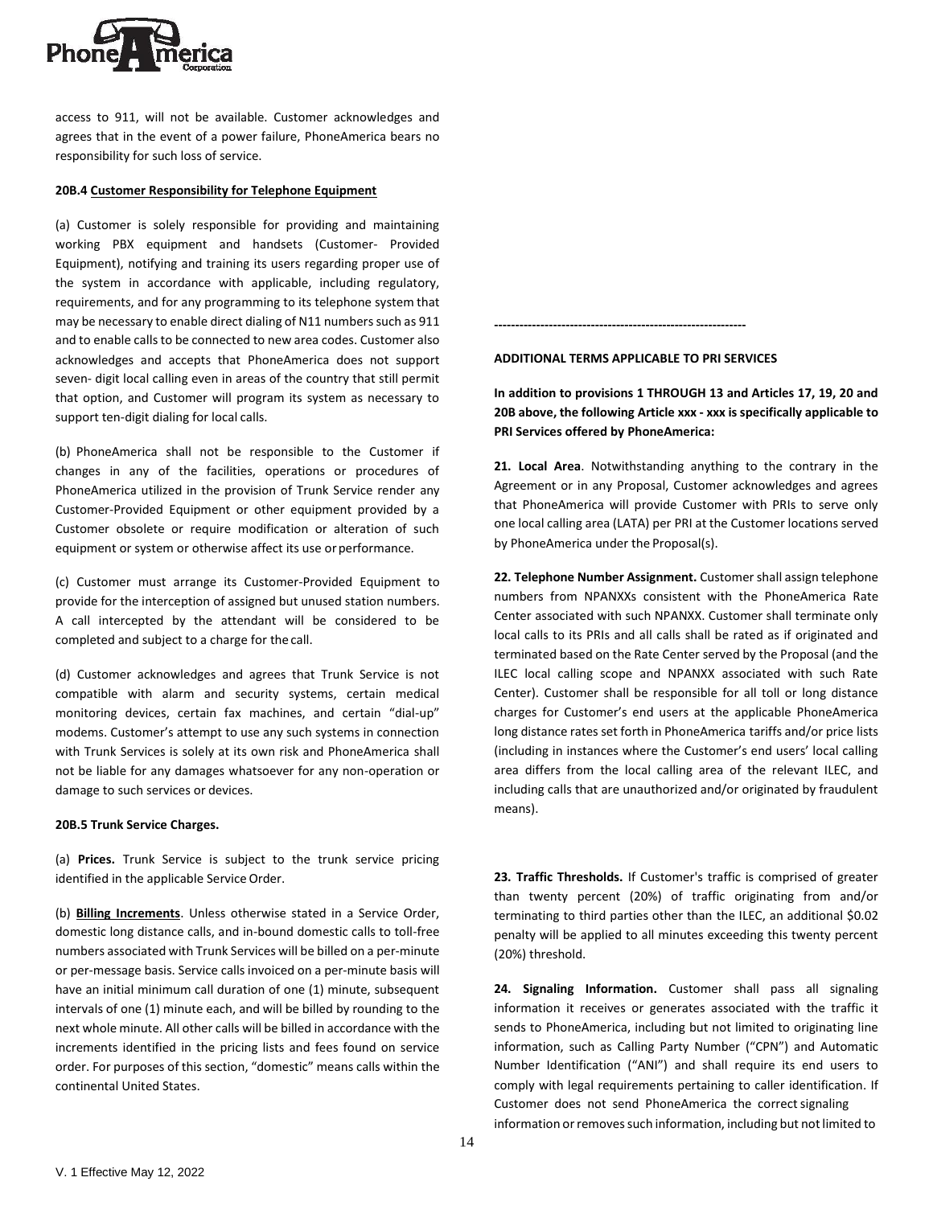access to 911, will not be available. Customer acknowledges and agrees that in the event of a power failure, PhoneAmerica bears no responsibility for such loss of service.

**20B.4 Customer Responsibility for Telephone Equipment**

(a) Customer is solely responsible for providing and maintaining working PBX equipment and handsets (Customer- Provided Equipment), notifying and training its users regarding proper use of the system in accordance with applicable, including regulatory, requirements, and for any programming to its telephone system that may be necessary to enable direct dialing of N11 numbers such as 911 and to enable calls to be connected to new area codes. Customer also acknowledges and accepts that PhoneAmerica does not support seven- digit local calling even in areas of the country that still permit that option, and Customer will program its system as necessary to support ten-digit dialing for local calls.

(b) PhoneAmerica shall not be responsible to the Customer if changes in any of the facilities, operations or procedures of PhoneAmerica utilized in the provision of Trunk Service render any Customer-Provided Equipment or other equipment provided by a Customer obsolete or require modification or alteration of such equipment or system or otherwise affect its use or performance.

(c) Customer must arrange its Customer-Provided Equipment to provide for the interception of assigned but unused station numbers. A call intercepted by the attendant will be considered to be completed and subject to a charge for the call.

(d) Customer acknowledges and agrees that Trunk Service is not compatible with alarm and security systems, certain medical monitoring devices, certain fax machines, and certain "dial-up" modems. Customer's attempt to use any such systems in connection with Trunk Services is solely at its own risk and PhoneAmerica shall not be liable for any damages whatsoever for any non-operation or damage to such services or devices.

**20B.5 Trunk Service Charges.**

(a) **Prices.** Trunk Service is subject to the trunk service pricing identified in the applicable Service Order.

(b) **Billing Increments**. Unless otherwise stated in a Service Order, domestic long distance calls, and in-bound domestic calls to toll-free numbers associated with Trunk Services will be billed on a per-minute or per-message basis. Service calls invoiced on a per-minute basis will have an initial minimum call duration of one (1) minute, subsequent intervals of one (1) minute each, and will be billed by rounding to the next whole minute. All other calls will be billed in accordance with the increments identified in the pricing lists and fees found on service order. For purposes of this section, "domestic" means calls within the continental United States.

------------------------------------------------------------

**ADDITIONAL TERMS APPLICABLE TO PRI SERVICES**

**In addition to provisions 1 THROUGH 13 and Articles 17, 19, 20 and 20B above, the following Article xxx - xxx is specifically applicable to PRI Services offered by PhoneAmerica:**

**21. Local Area**. Notwithstanding anything to the contrary in the Agreement or in any Proposal, Customer acknowledges and agrees that PhoneAmerica will provide Customer with PRIs to serve only one local calling area (LATA) per PRI at the Customer locations served by PhoneAmerica under the Proposal(s).

**22. Telephone Number Assignment.** Customer shall assign telephone numbers from NPANXXs consistent with the PhoneAmerica Rate Center associated with such NPANXX. Customer shall terminate only local calls to its PRIs and all calls shall be rated as if originated and terminated based on the Rate Center served by the Proposal (and the ILEC local calling scope and NPANXX associated with such Rate Center). Customer shall be responsible for all toll or long distance charges for Customer's end users at the applicable PhoneAmerica long distance rates set forth in PhoneAmerica tariffs and/or price lists (including in instances where the Customer's end users' local calling area differs from the local calling area of the relevant ILEC, and including calls that are unauthorized and/or originated by fraudulent means).

**23. Traffic Thresholds.** If Customer's traffic is comprised of greater than twenty percent (20%) of traffic originating from and/or terminating to third parties other than the ILEC, an additional $0.02 penalty will be applied to all minutes exceeding this twenty percent (20%) threshold.

**24. Signaling Information.** Customer shall pass all signaling information it receives or generates associated with the traffic it sends to PhoneAmerica, including but not limited to originating line information, such as Calling Party Number ("CPN") and Automatic Number Identification ("ANI") and shall require its end users to comply with legal requirements pertaining to caller identification. If Customer does not send PhoneAmerica the correct signaling information or removes such information, including but not limited to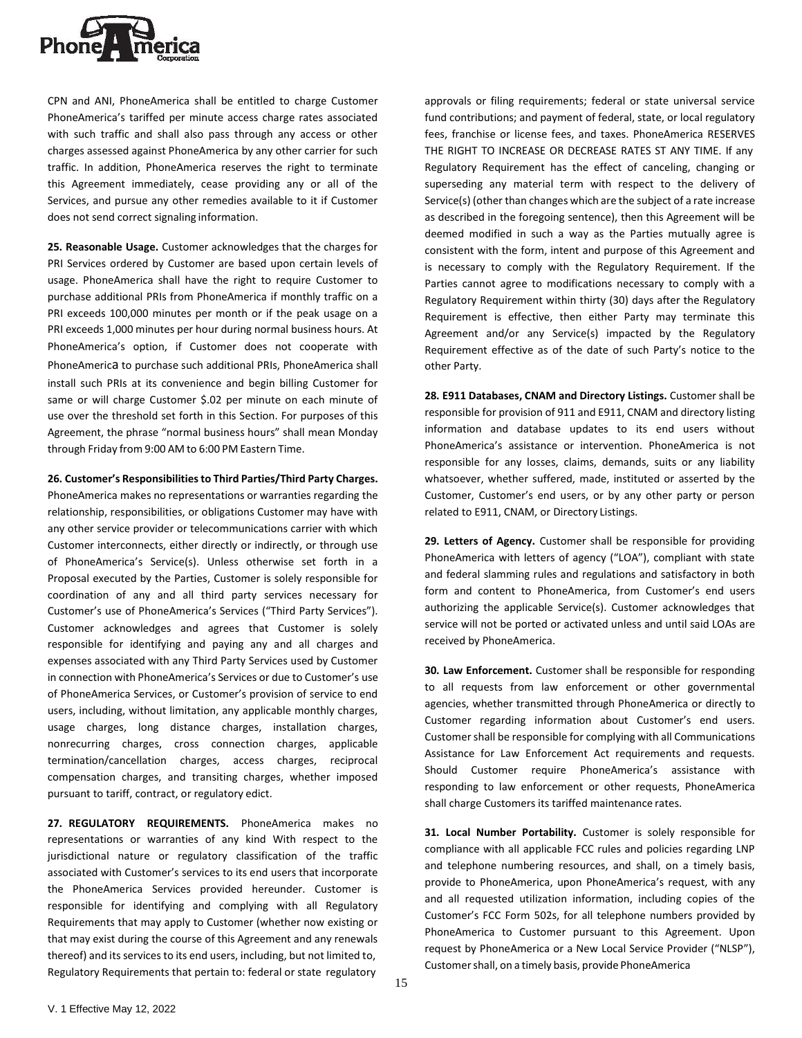CPN and ANI, PhoneAmerica shall be entitled to charge Customer PhoneAmerica's tariffed per minute access charge rates associated with such traffic and shall also pass through any access or other charges assessed against PhoneAmerica by any other carrier for such traffic. In addition, PhoneAmerica reserves the right to terminate this Agreement immediately, cease providing any or all of the Services, and pursue any other remedies available to it if Customer does not send correct signaling information.

**25. Reasonable Usage.** Customer acknowledges that the charges for PRI Services ordered by Customer are based upon certain levels of usage. PhoneAmerica shall have the right to require Customer to purchase additional PRIs from PhoneAmerica if monthly traffic on a PRI exceeds 100,000 minutes per month or if the peak usage on a PRI exceeds 1,000 minutes per hour during normal business hours. At PhoneAmerica's option, if Customer does not cooperate with PhoneAmerica to purchase such additional PRIs, PhoneAmerica shall install such PRIs at its convenience and begin billing Customer for same or will charge Customer $.02 per minute on each minute of use over the threshold set forth in this Section. For purposes of this Agreement, the phrase "normal business hours" shall mean Monday through Friday from 9:00 AM to 6:00 PM Eastern Time.

**26. Customer's Responsibilities to Third Parties/Third Party Charges.** PhoneAmerica makes no representations or warranties regarding the relationship, responsibilities, or obligations Customer may have with any other service provider or telecommunications carrier with which Customer interconnects, either directly or indirectly, or through use of PhoneAmerica's Service(s). Unless otherwise set forth in a Proposal executed by the Parties, Customer is solely responsible for coordination of any and all third party services necessary for Customer's use of PhoneAmerica's Services ("Third Party Services"). Customer acknowledges and agrees that Customer is solely responsible for identifying and paying any and all charges and expenses associated with any Third Party Services used by Customer in connection with PhoneAmerica's Services or due to Customer's use of PhoneAmerica Services, or Customer's provision of service to end users, including, without limitation, any applicable monthly charges, usage charges, long distance charges, installation charges, nonrecurring charges, cross connection charges, applicable termination/cancellation charges, access charges, reciprocal compensation charges, and transiting charges, whether imposed pursuant to tariff, contract, or regulatory edict.

**27. REGULATORY REQUIREMENTS.** PhoneAmerica makes no representations or warranties of any kind With respect to the jurisdictional nature or regulatory classification of the traffic associated with Customer's services to its end users that incorporate the PhoneAmerica Services provided hereunder. Customer is responsible for identifying and complying with all Regulatory Requirements that may apply to Customer (whether now existing or that may exist during the course of this Agreement and any renewals thereof) and its services to its end users, including, but not limited to, Regulatory Requirements that pertain to: federal or state regulatory approvals or filing requirements; federal or state universal service fund contributions; and payment of federal, state, or local regulatory fees, franchise or license fees, and taxes. PhoneAmerica RESERVES THE RIGHT TO INCREASE OR DECREASE RATES ST ANY TIME. If any Regulatory Requirement has the effect of canceling, changing or superseding any material term with respect to the delivery of Service(s) (other than changes which are the subject of a rate increase as described in the foregoing sentence), then this Agreement will be deemed modified in such a way as the Parties mutually agree is consistent with the form, intent and purpose of this Agreement and is necessary to comply with the Regulatory Requirement. If the Parties cannot agree to modifications necessary to comply with a Regulatory Requirement within thirty (30) days after the Regulatory Requirement is effective, then either Party may terminate this Agreement and/or any Service(s) impacted by the Regulatory Requirement effective as of the date of such Party's notice to the other Party.

**28. E911 Databases, CNAM and Directory Listings.** Customer shall be responsible for provision of 911 and E911, CNAM and directory listing information and database updates to its end users without PhoneAmerica's assistance or intervention. PhoneAmerica is not responsible for any losses, claims, demands, suits or any liability whatsoever, whether suffered, made, instituted or asserted by the Customer, Customer's end users, or by any other party or person related to E911, CNAM, or Directory Listings.

**29. Letters of Agency.** Customer shall be responsible for providing PhoneAmerica with letters of agency ("LOA"), compliant with state and federal slamming rules and regulations and satisfactory in both form and content to PhoneAmerica, from Customer's end users authorizing the applicable Service(s). Customer acknowledges that service will not be ported or activated unless and until said LOAs are received by PhoneAmerica.

**30. Law Enforcement.** Customer shall be responsible for responding to all requests from law enforcement or other governmental agencies, whether transmitted through PhoneAmerica or directly to Customer regarding information about Customer's end users. Customer shall be responsible for complying with all Communications Assistance for Law Enforcement Act requirements and requests. Should Customer require PhoneAmerica's assistance with responding to law enforcement or other requests, PhoneAmerica shall charge Customers its tariffed maintenance rates.

**31. Local Number Portability.** Customer is solely responsible for compliance with all applicable FCC rules and policies regarding LNP and telephone numbering resources, and shall, on a timely basis, provide to PhoneAmerica, upon PhoneAmerica's request, with any and all requested utilization information, including copies of the Customer's FCC Form 502s, for all telephone numbers provided by PhoneAmerica to Customer pursuant to this Agreement. Upon request by PhoneAmerica or a New Local Service Provider ("NLSP"), Customer shall, on a timely basis, provide PhoneAmerica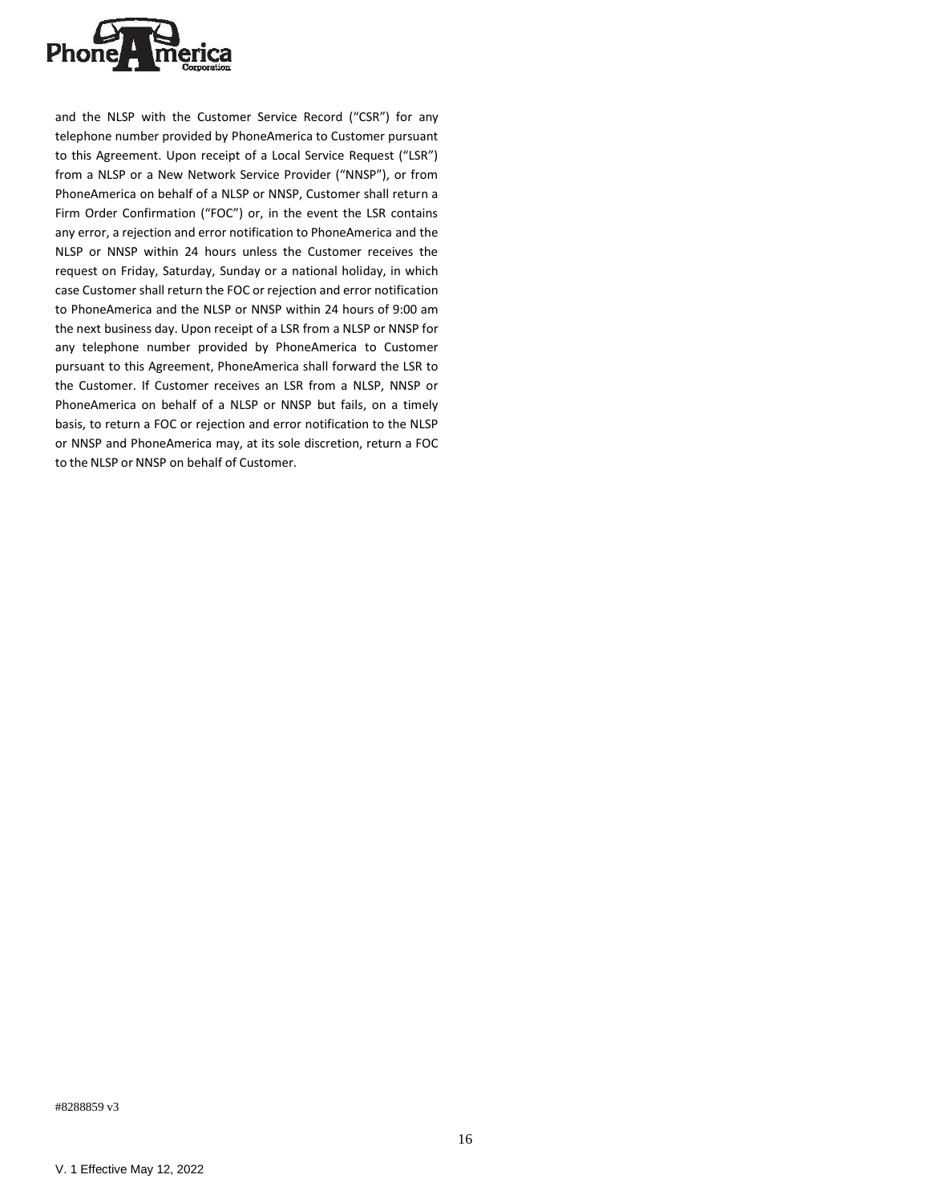and the NLSP with the Customer Service Record ("CSR") for any telephone number provided by PhoneAmerica to Customer pursuant to this Agreement. Upon receipt of a Local Service Request ("LSR") from a NLSP or a New Network Service Provider ("NNSP"), or from PhoneAmerica on behalf of a NLSP or NNSP, Customer shall return a Firm Order Confirmation ("FOC") or, in the event the LSR contains any error, a rejection and error notification to PhoneAmerica and the NLSP or NNSP within 24 hours unless the Customer receives the request on Friday, Saturday, Sunday or a national holiday, in which case Customer shall return the FOC or rejection and error notification to PhoneAmerica and the NLSP or NNSP within 24 hours of 9:00 am the next business day. Upon receipt of a LSR from a NLSP or NNSP for any telephone number provided by PhoneAmerica to Customer pursuant to this Agreement, PhoneAmerica shall forward the LSR to the Customer. If Customer receives an LSR from a NLSP, NNSP or PhoneAmerica on behalf of a NLSP or NNSP but fails, on a timely basis, to return a FOC or rejection and error notification to the NLSP or NNSP and PhoneAmerica may, at its sole discretion, return a FOC to the NLSP or NNSP on behalf of Customer.

#8288859 v3

V. 1 Effective May 12, 2022